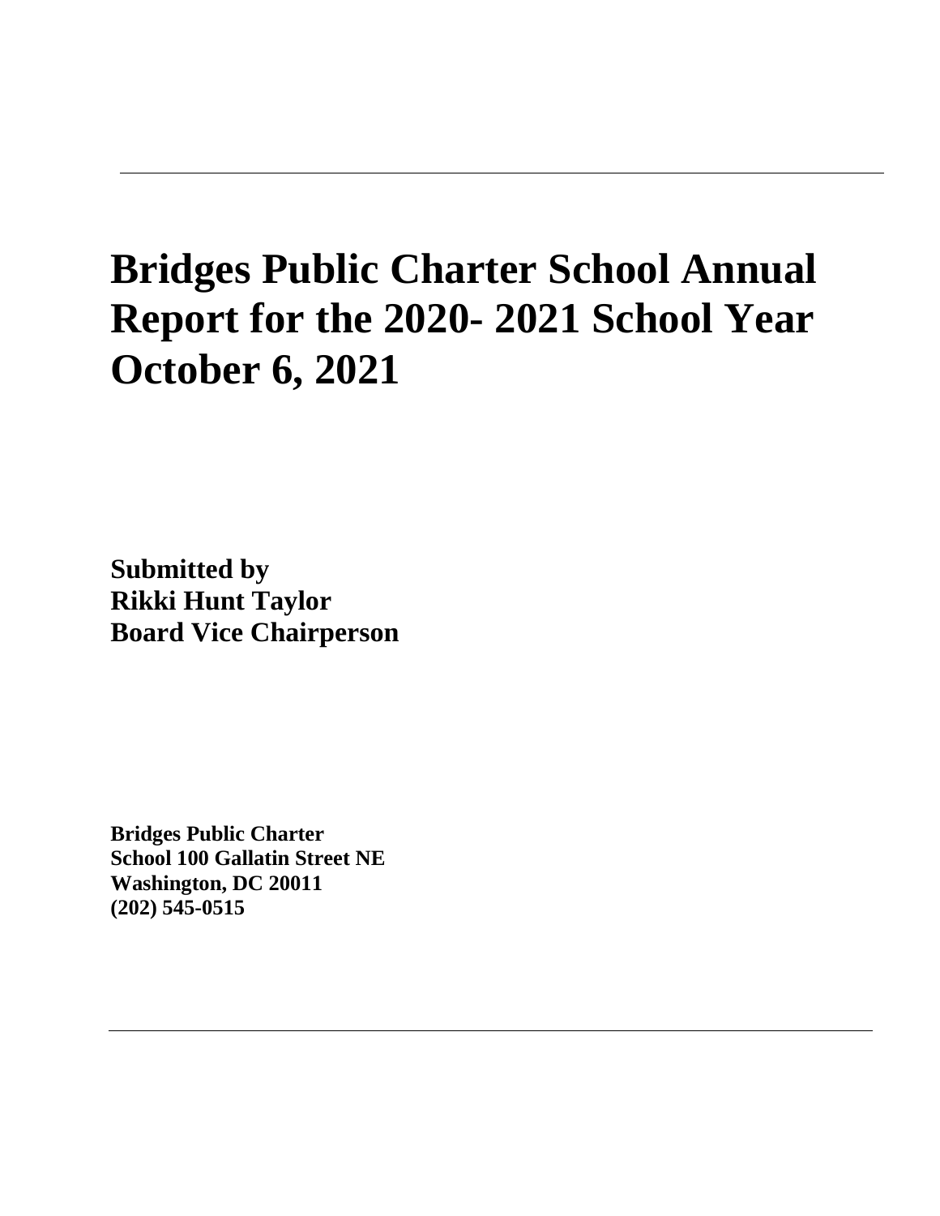# Bridges Public Charter School Annual Report for the 2020- 2021 School Year October 6, 2021

**Submitted by**
**Rikki Hunt Taylor**
**Board Vice Chairperson**

**Bridges Public Charter**
**School 100 Gallatin Street NE**
**Washington, DC 20011**
**(202) 545-0515**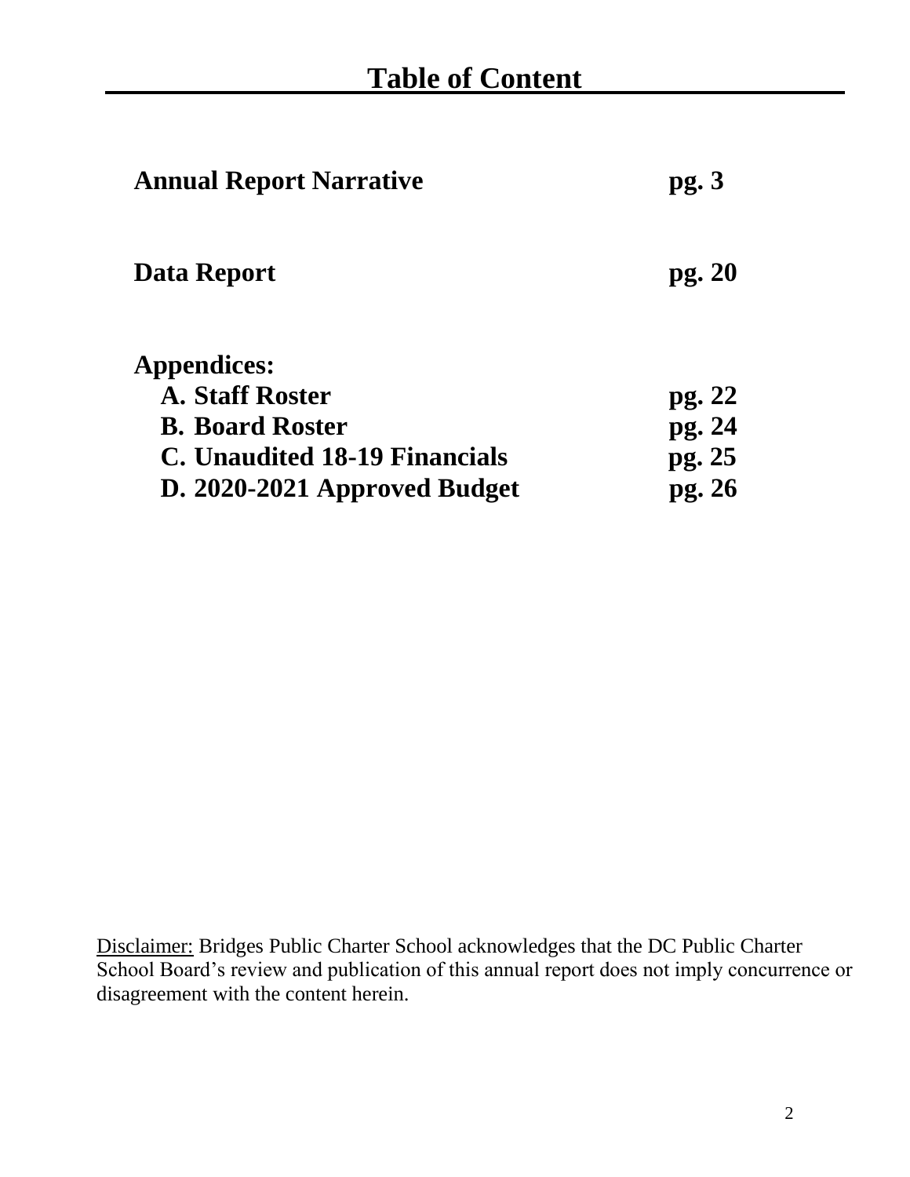# Table of Content

| | |
|---|---|
| **Annual Report Narrative** | **pg. 3** |
| **Data Report** | **pg. 20** |
| **Appendices:** | |
| **A. Staff Roster** | **pg. 22** |
| **B. Board Roster** | **pg. 24** |
| **C. Unaudited 18-19 Financials** | **pg. 25** |
| **D. 2020-2021 Approved Budget** | **pg. 26** |

Disclaimer: Bridges Public Charter School acknowledges that the DC Public Charter School Board's review and publication of this annual report does not imply concurrence or disagreement with the content herein.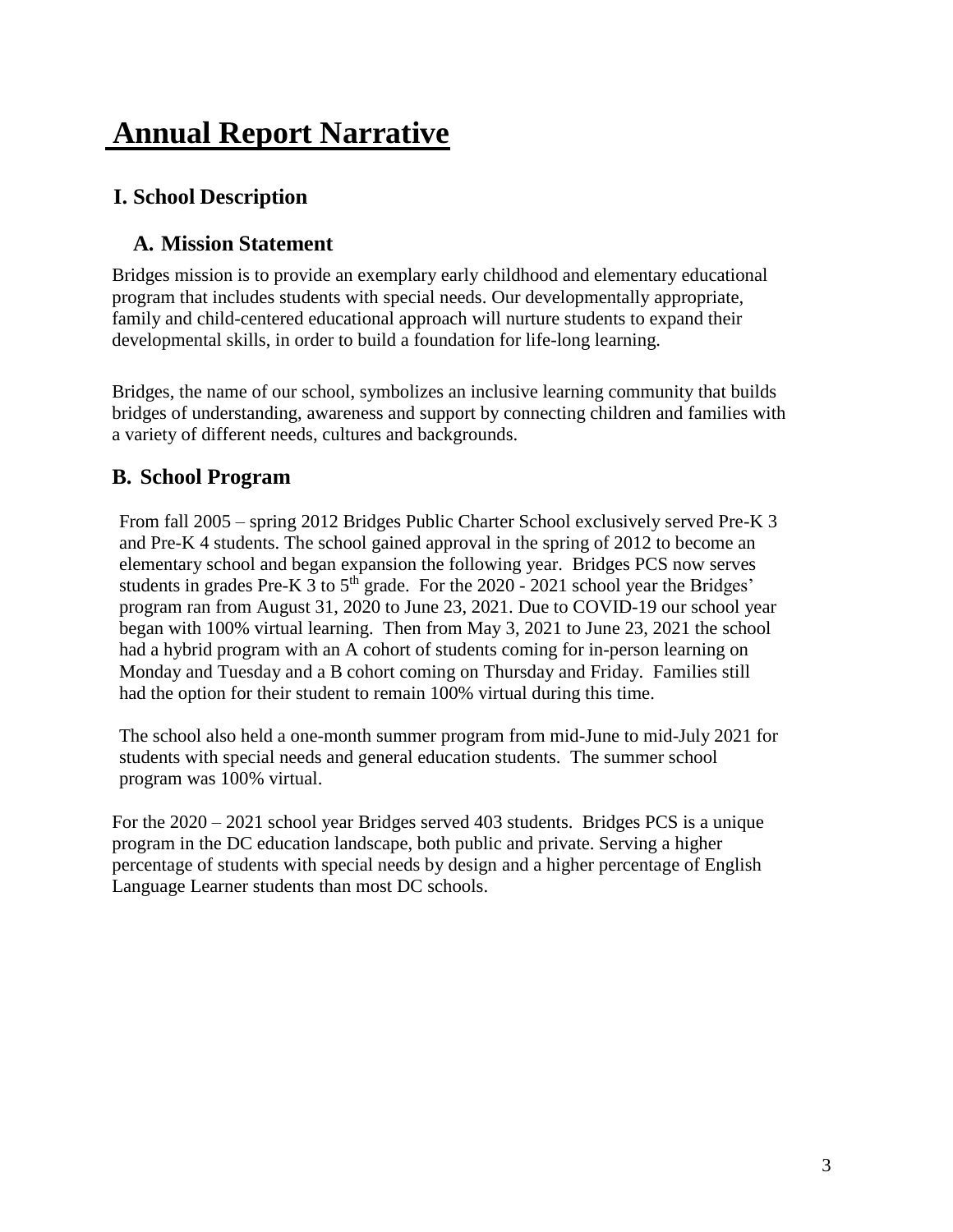# Annual Report Narrative

## I. School Description

### A. Mission Statement

Bridges mission is to provide an exemplary early childhood and elementary educational program that includes students with special needs. Our developmentally appropriate, family and child-centered educational approach will nurture students to expand their developmental skills, in order to build a foundation for life-long learning.

Bridges, the name of our school, symbolizes an inclusive learning community that builds bridges of understanding, awareness and support by connecting children and families with a variety of different needs, cultures and backgrounds.

### B. School Program

From fall 2005 – spring 2012 Bridges Public Charter School exclusively served Pre-K 3 and Pre-K 4 students. The school gained approval in the spring of 2012 to become an elementary school and began expansion the following year. Bridges PCS now serves students in grades Pre-K 3 to 5th grade. For the 2020 - 2021 school year the Bridges' program ran from August 31, 2020 to June 23, 2021. Due to COVID-19 our school year began with 100% virtual learning. Then from May 3, 2021 to June 23, 2021 the school had a hybrid program with an A cohort of students coming for in-person learning on Monday and Tuesday and a B cohort coming on Thursday and Friday. Families still had the option for their student to remain 100% virtual during this time.

The school also held a one-month summer program from mid-June to mid-July 2021 for students with special needs and general education students. The summer school program was 100% virtual.

For the 2020 – 2021 school year Bridges served 403 students. Bridges PCS is a unique program in the DC education landscape, both public and private. Serving a higher percentage of students with special needs by design and a higher percentage of English Language Learner students than most DC schools.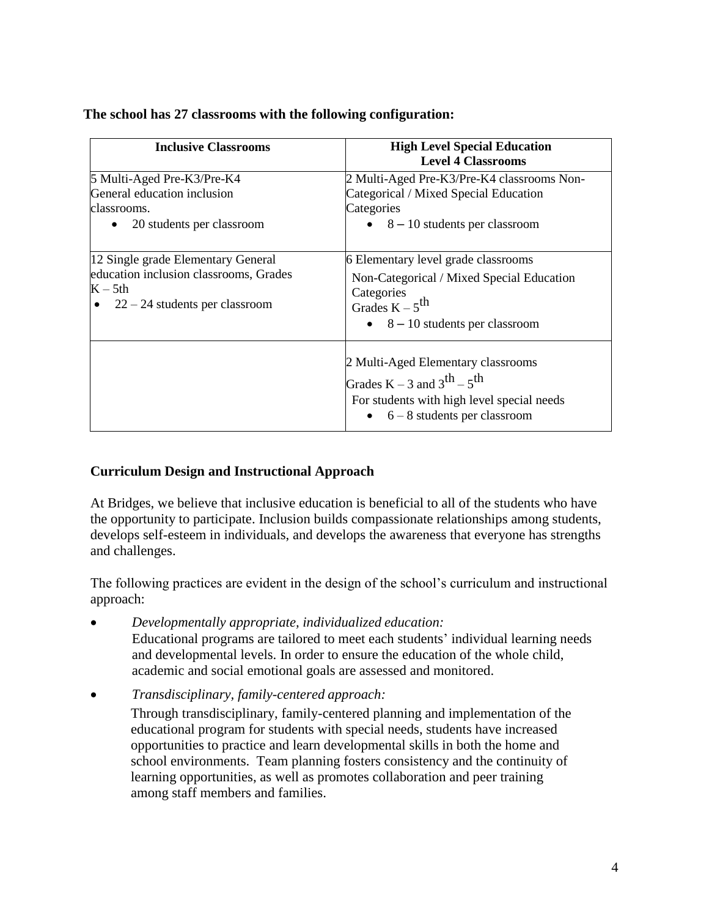**The school has 27 classrooms with the following configuration:**

| Inclusive Classrooms | High Level Special Education Level 4 Classrooms |
|---|---|
| 5 Multi-Aged Pre-K3/Pre-K4 General education inclusion classrooms.<br>• 20 students per classroom | 2 Multi-Aged Pre-K3/Pre-K4 classrooms Non-Categorical / Mixed Special Education Categories<br>• 8 – 10 students per classroom |
| 12 Single grade Elementary General education inclusion classrooms, Grades K – 5th<br>• 22 – 24 students per classroom | 6 Elementary level grade classrooms<br>Non-Categorical / Mixed Special Education Categories<br>Grades K – 5th<br>• 8 – 10 students per classroom |
| | 2 Multi-Aged Elementary classrooms<br>Grades K – 3 and 3th – 5th<br>For students with high level special needs<br>• 6 – 8 students per classroom |

## Curriculum Design and Instructional Approach

At Bridges, we believe that inclusive education is beneficial to all of the students who have the opportunity to participate. Inclusion builds compassionate relationships among students, develops self-esteem in individuals, and develops the awareness that everyone has strengths and challenges.

The following practices are evident in the design of the school's curriculum and instructional approach:

- *Developmentally appropriate, individualized education:*
  Educational programs are tailored to meet each students' individual learning needs and developmental levels. In order to ensure the education of the whole child, academic and social emotional goals are assessed and monitored.

- *Transdisciplinary, family-centered approach:*
  Through transdisciplinary, family-centered planning and implementation of the educational program for students with special needs, students have increased opportunities to practice and learn developmental skills in both the home and school environments. Team planning fosters consistency and the continuity of learning opportunities, as well as promotes collaboration and peer training among staff members and families.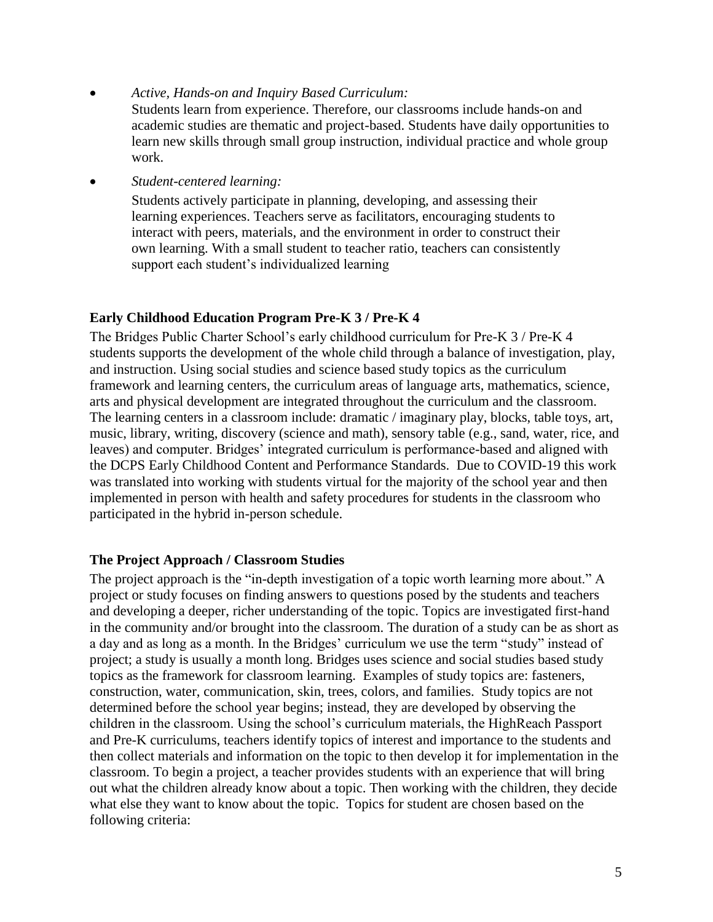- *Active, Hands-on and Inquiry Based Curriculum:*
  Students learn from experience. Therefore, our classrooms include hands-on and academic studies are thematic and project-based. Students have daily opportunities to learn new skills through small group instruction, individual practice and whole group work.

- *Student-centered learning:*
  Students actively participate in planning, developing, and assessing their learning experiences. Teachers serve as facilitators, encouraging students to interact with peers, materials, and the environment in order to construct their own learning. With a small student to teacher ratio, teachers can consistently support each student's individualized learning

**Early Childhood Education Program Pre-K 3 / Pre-K 4**

The Bridges Public Charter School's early childhood curriculum for Pre-K 3 / Pre-K 4 students supports the development of the whole child through a balance of investigation, play, and instruction. Using social studies and science based study topics as the curriculum framework and learning centers, the curriculum areas of language arts, mathematics, science, arts and physical development are integrated throughout the curriculum and the classroom. The learning centers in a classroom include: dramatic / imaginary play, blocks, table toys, art, music, library, writing, discovery (science and math), sensory table (e.g., sand, water, rice, and leaves) and computer. Bridges' integrated curriculum is performance-based and aligned with the DCPS Early Childhood Content and Performance Standards. Due to COVID-19 this work was translated into working with students virtual for the majority of the school year and then implemented in person with health and safety procedures for students in the classroom who participated in the hybrid in-person schedule.

**The Project Approach / Classroom Studies**

The project approach is the "in-depth investigation of a topic worth learning more about." A project or study focuses on finding answers to questions posed by the students and teachers and developing a deeper, richer understanding of the topic. Topics are investigated first-hand in the community and/or brought into the classroom. The duration of a study can be as short as a day and as long as a month. In the Bridges' curriculum we use the term "study" instead of project; a study is usually a month long. Bridges uses science and social studies based study topics as the framework for classroom learning. Examples of study topics are: fasteners, construction, water, communication, skin, trees, colors, and families. Study topics are not determined before the school year begins; instead, they are developed by observing the children in the classroom. Using the school's curriculum materials, the HighReach Passport and Pre-K curriculums, teachers identify topics of interest and importance to the students and then collect materials and information on the topic to then develop it for implementation in the classroom. To begin a project, a teacher provides students with an experience that will bring out what the children already know about a topic. Then working with the children, they decide what else they want to know about the topic. Topics for student are chosen based on the following criteria: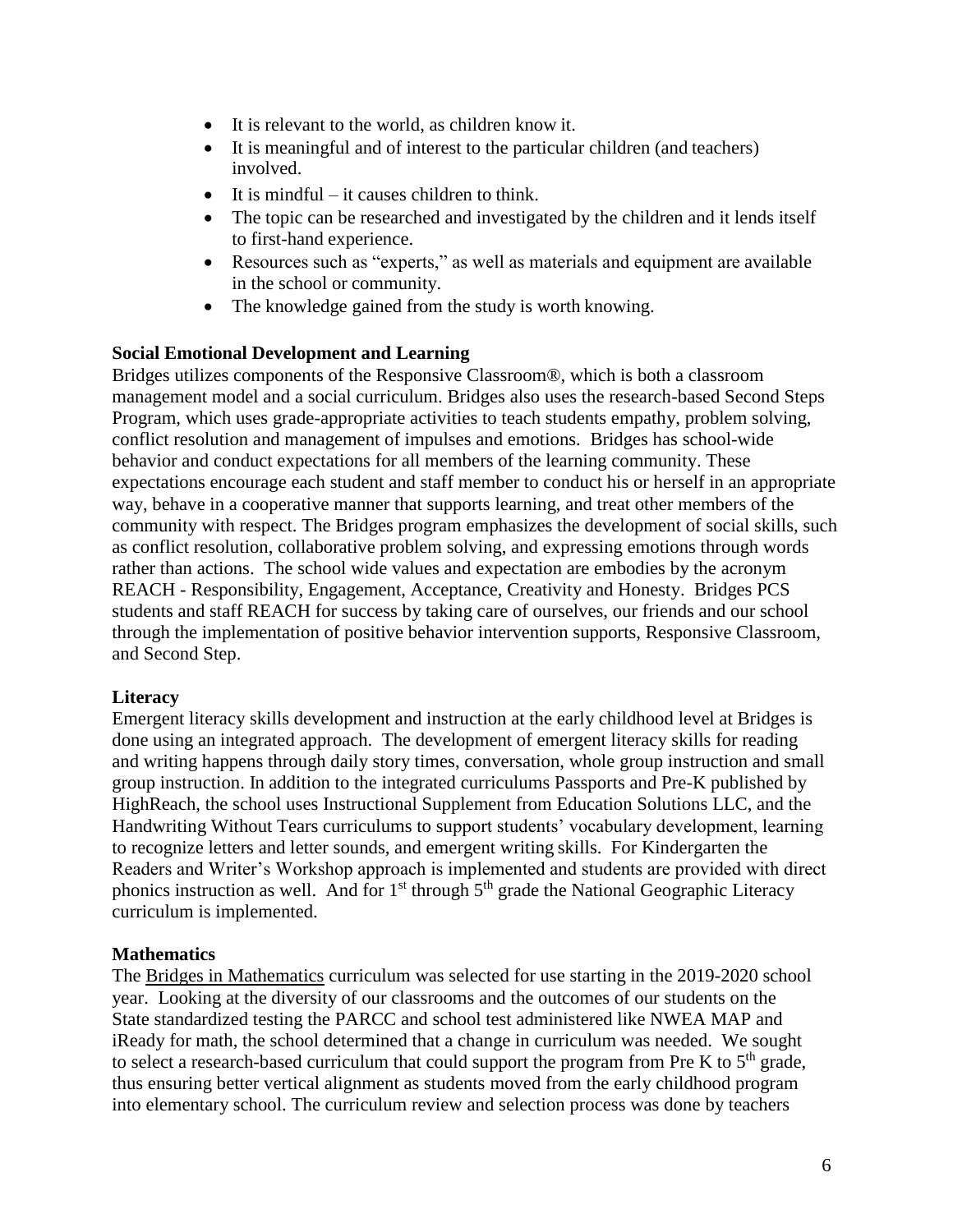- It is relevant to the world, as children know it.
- It is meaningful and of interest to the particular children (and teachers) involved.
- It is mindful – it causes children to think.
- The topic can be researched and investigated by the children and it lends itself to first-hand experience.
- Resources such as "experts," as well as materials and equipment are available in the school or community.
- The knowledge gained from the study is worth knowing.

**Social Emotional Development and Learning**

Bridges utilizes components of the Responsive Classroom®, which is both a classroom management model and a social curriculum. Bridges also uses the research-based Second Steps Program, which uses grade-appropriate activities to teach students empathy, problem solving, conflict resolution and management of impulses and emotions. Bridges has school-wide behavior and conduct expectations for all members of the learning community. These expectations encourage each student and staff member to conduct his or herself in an appropriate way, behave in a cooperative manner that supports learning, and treat other members of the community with respect. The Bridges program emphasizes the development of social skills, such as conflict resolution, collaborative problem solving, and expressing emotions through words rather than actions. The school wide values and expectation are embodies by the acronym REACH - Responsibility, Engagement, Acceptance, Creativity and Honesty. Bridges PCS students and staff REACH for success by taking care of ourselves, our friends and our school through the implementation of positive behavior intervention supports, Responsive Classroom, and Second Step.

**Literacy**

Emergent literacy skills development and instruction at the early childhood level at Bridges is done using an integrated approach. The development of emergent literacy skills for reading and writing happens through daily story times, conversation, whole group instruction and small group instruction. In addition to the integrated curriculums Passports and Pre-K published by HighReach, the school uses Instructional Supplement from Education Solutions LLC, and the Handwriting Without Tears curriculums to support students' vocabulary development, learning to recognize letters and letter sounds, and emergent writing skills. For Kindergarten the Readers and Writer's Workshop approach is implemented and students are provided with direct phonics instruction as well. And for 1st through 5th grade the National Geographic Literacy curriculum is implemented.

**Mathematics**

The Bridges in Mathematics curriculum was selected for use starting in the 2019-2020 school year. Looking at the diversity of our classrooms and the outcomes of our students on the State standardized testing the PARCC and school test administered like NWEA MAP and iReady for math, the school determined that a change in curriculum was needed. We sought to select a research-based curriculum that could support the program from Pre K to 5th grade, thus ensuring better vertical alignment as students moved from the early childhood program into elementary school. The curriculum review and selection process was done by teachers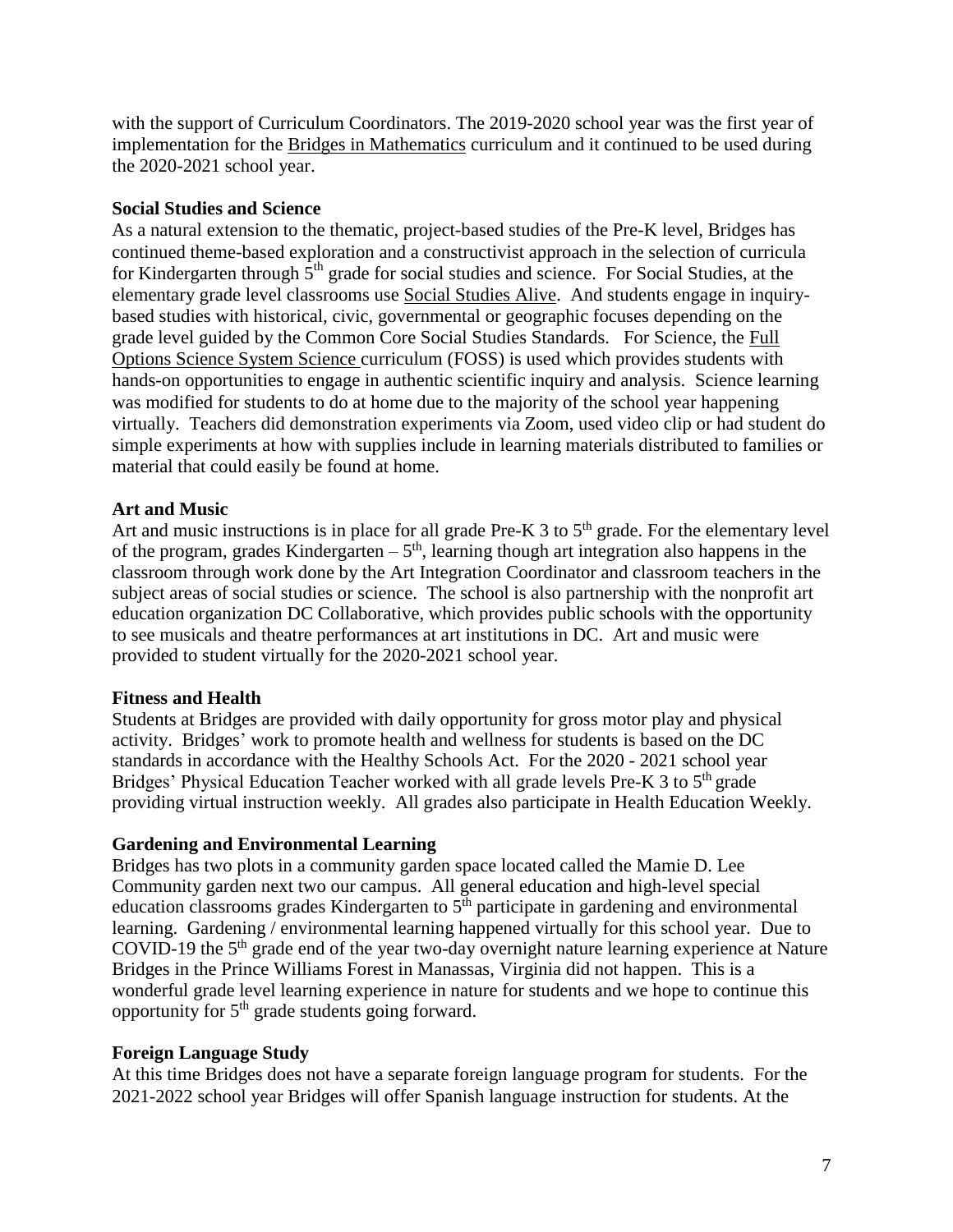with the support of Curriculum Coordinators. The 2019-2020 school year was the first year of implementation for the Bridges in Mathematics curriculum and it continued to be used during the 2020-2021 school year.

**Social Studies and Science**

As a natural extension to the thematic, project-based studies of the Pre-K level, Bridges has continued theme-based exploration and a constructivist approach in the selection of curricula for Kindergarten through 5th grade for social studies and science. For Social Studies, at the elementary grade level classrooms use Social Studies Alive. And students engage in inquiry-based studies with historical, civic, governmental or geographic focuses depending on the grade level guided by the Common Core Social Studies Standards. For Science, the Full Options Science System Science curriculum (FOSS) is used which provides students with hands-on opportunities to engage in authentic scientific inquiry and analysis. Science learning was modified for students to do at home due to the majority of the school year happening virtually. Teachers did demonstration experiments via Zoom, used video clip or had student do simple experiments at how with supplies include in learning materials distributed to families or material that could easily be found at home.

**Art and Music**

Art and music instructions is in place for all grade Pre-K 3 to 5th grade. For the elementary level of the program, grades Kindergarten – 5th, learning though art integration also happens in the classroom through work done by the Art Integration Coordinator and classroom teachers in the subject areas of social studies or science. The school is also partnership with the nonprofit art education organization DC Collaborative, which provides public schools with the opportunity to see musicals and theatre performances at art institutions in DC. Art and music were provided to student virtually for the 2020-2021 school year.

**Fitness and Health**

Students at Bridges are provided with daily opportunity for gross motor play and physical activity. Bridges' work to promote health and wellness for students is based on the DC standards in accordance with the Healthy Schools Act. For the 2020 - 2021 school year Bridges' Physical Education Teacher worked with all grade levels Pre-K 3 to 5th grade providing virtual instruction weekly. All grades also participate in Health Education Weekly.

**Gardening and Environmental Learning**

Bridges has two plots in a community garden space located called the Mamie D. Lee Community garden next two our campus. All general education and high-level special education classrooms grades Kindergarten to 5th participate in gardening and environmental learning. Gardening / environmental learning happened virtually for this school year. Due to COVID-19 the 5th grade end of the year two-day overnight nature learning experience at Nature Bridges in the Prince Williams Forest in Manassas, Virginia did not happen. This is a wonderful grade level learning experience in nature for students and we hope to continue this opportunity for 5th grade students going forward.

**Foreign Language Study**

At this time Bridges does not have a separate foreign language program for students. For the 2021-2022 school year Bridges will offer Spanish language instruction for students. At the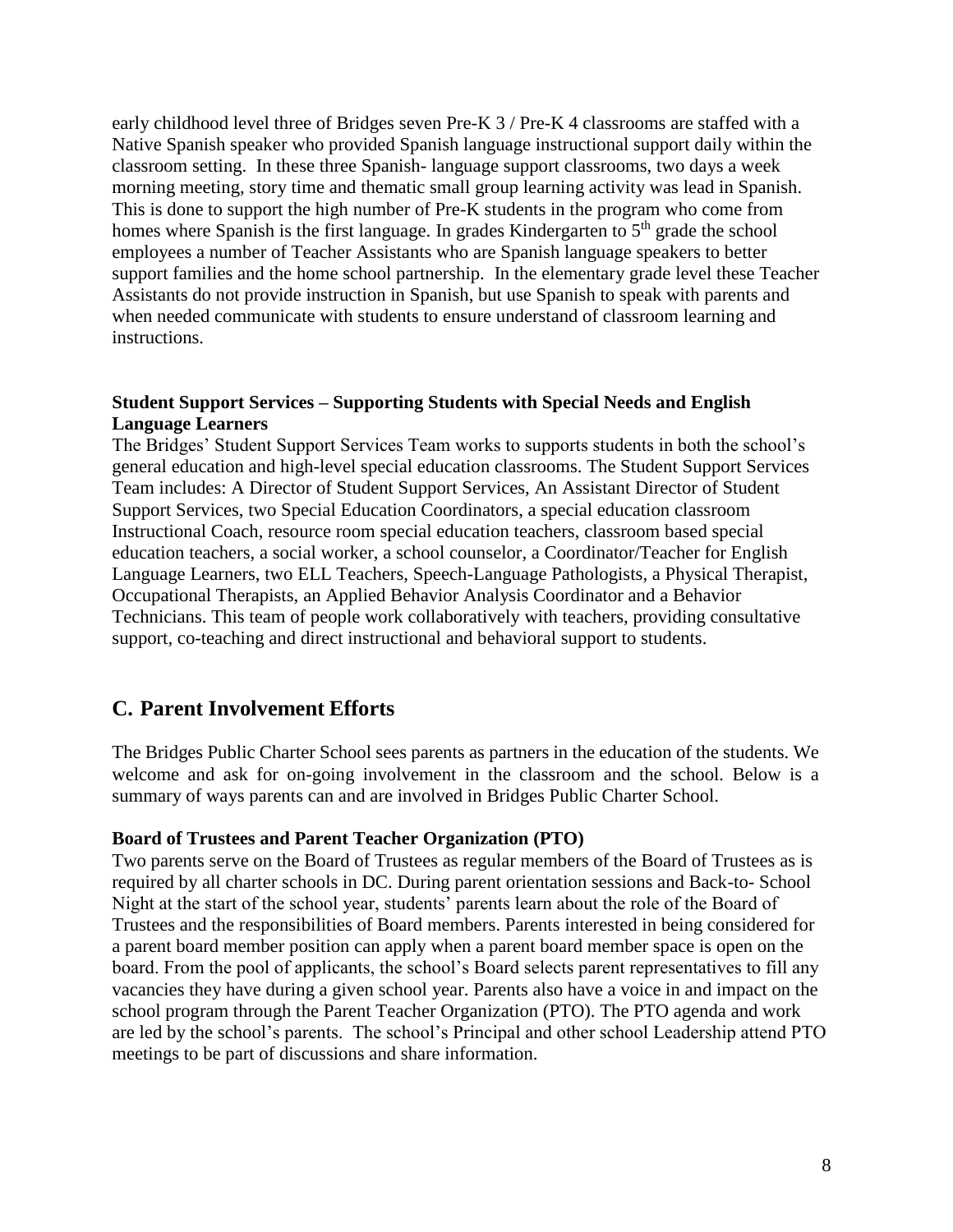early childhood level three of Bridges seven Pre-K 3 / Pre-K 4 classrooms are staffed with a Native Spanish speaker who provided Spanish language instructional support daily within the classroom setting. In these three Spanish- language support classrooms, two days a week morning meeting, story time and thematic small group learning activity was lead in Spanish. This is done to support the high number of Pre-K students in the program who come from homes where Spanish is the first language. In grades Kindergarten to 5th grade the school employees a number of Teacher Assistants who are Spanish language speakers to better support families and the home school partnership. In the elementary grade level these Teacher Assistants do not provide instruction in Spanish, but use Spanish to speak with parents and when needed communicate with students to ensure understand of classroom learning and instructions.

**Student Support Services – Supporting Students with Special Needs and English Language Learners**

The Bridges' Student Support Services Team works to supports students in both the school's general education and high-level special education classrooms. The Student Support Services Team includes: A Director of Student Support Services, An Assistant Director of Student Support Services, two Special Education Coordinators, a special education classroom Instructional Coach, resource room special education teachers, classroom based special education teachers, a social worker, a school counselor, a Coordinator/Teacher for English Language Learners, two ELL Teachers, Speech-Language Pathologists, a Physical Therapist, Occupational Therapists, an Applied Behavior Analysis Coordinator and a Behavior Technicians. This team of people work collaboratively with teachers, providing consultative support, co-teaching and direct instructional and behavioral support to students.

## C. Parent Involvement Efforts

The Bridges Public Charter School sees parents as partners in the education of the students. We welcome and ask for on-going involvement in the classroom and the school. Below is a summary of ways parents can and are involved in Bridges Public Charter School.

**Board of Trustees and Parent Teacher Organization (PTO)**

Two parents serve on the Board of Trustees as regular members of the Board of Trustees as is required by all charter schools in DC. During parent orientation sessions and Back-to- School Night at the start of the school year, students' parents learn about the role of the Board of Trustees and the responsibilities of Board members. Parents interested in being considered for a parent board member position can apply when a parent board member space is open on the board. From the pool of applicants, the school's Board selects parent representatives to fill any vacancies they have during a given school year. Parents also have a voice in and impact on the school program through the Parent Teacher Organization (PTO). The PTO agenda and work are led by the school's parents. The school's Principal and other school Leadership attend PTO meetings to be part of discussions and share information.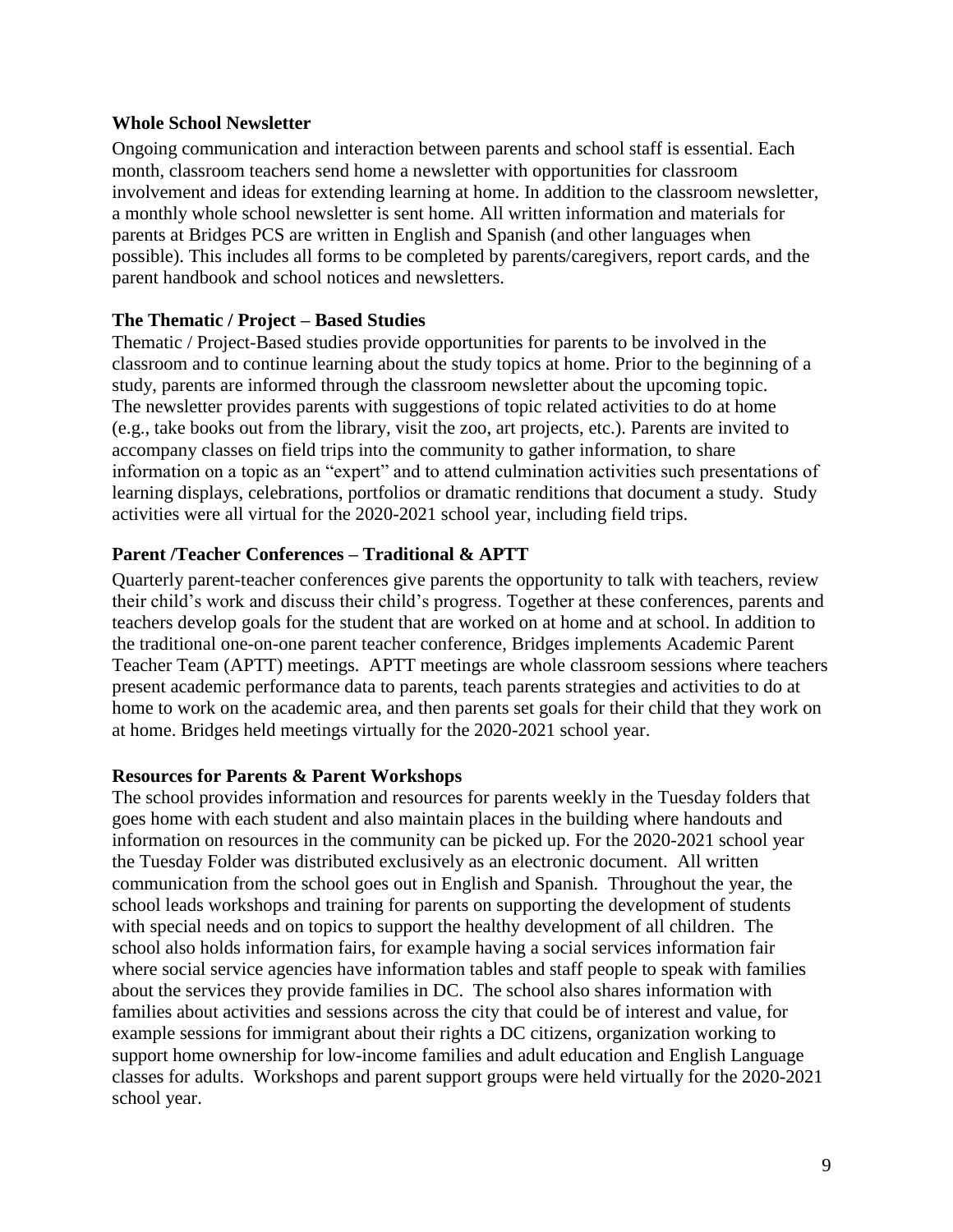**Whole School Newsletter**

Ongoing communication and interaction between parents and school staff is essential. Each month, classroom teachers send home a newsletter with opportunities for classroom involvement and ideas for extending learning at home. In addition to the classroom newsletter, a monthly whole school newsletter is sent home. All written information and materials for parents at Bridges PCS are written in English and Spanish (and other languages when possible). This includes all forms to be completed by parents/caregivers, report cards, and the parent handbook and school notices and newsletters.

**The Thematic / Project – Based Studies**

Thematic / Project-Based studies provide opportunities for parents to be involved in the classroom and to continue learning about the study topics at home. Prior to the beginning of a study, parents are informed through the classroom newsletter about the upcoming topic. The newsletter provides parents with suggestions of topic related activities to do at home (e.g., take books out from the library, visit the zoo, art projects, etc.). Parents are invited to accompany classes on field trips into the community to gather information, to share information on a topic as an "expert" and to attend culmination activities such presentations of learning displays, celebrations, portfolios or dramatic renditions that document a study. Study activities were all virtual for the 2020-2021 school year, including field trips.

**Parent /Teacher Conferences – Traditional & APTT**

Quarterly parent-teacher conferences give parents the opportunity to talk with teachers, review their child's work and discuss their child's progress. Together at these conferences, parents and teachers develop goals for the student that are worked on at home and at school. In addition to the traditional one-on-one parent teacher conference, Bridges implements Academic Parent Teacher Team (APTT) meetings. APTT meetings are whole classroom sessions where teachers present academic performance data to parents, teach parents strategies and activities to do at home to work on the academic area, and then parents set goals for their child that they work on at home. Bridges held meetings virtually for the 2020-2021 school year.

**Resources for Parents & Parent Workshops**

The school provides information and resources for parents weekly in the Tuesday folders that goes home with each student and also maintain places in the building where handouts and information on resources in the community can be picked up. For the 2020-2021 school year the Tuesday Folder was distributed exclusively as an electronic document. All written communication from the school goes out in English and Spanish. Throughout the year, the school leads workshops and training for parents on supporting the development of students with special needs and on topics to support the healthy development of all children. The school also holds information fairs, for example having a social services information fair where social service agencies have information tables and staff people to speak with families about the services they provide families in DC. The school also shares information with families about activities and sessions across the city that could be of interest and value, for example sessions for immigrant about their rights a DC citizens, organization working to support home ownership for low-income families and adult education and English Language classes for adults. Workshops and parent support groups were held virtually for the 2020-2021 school year.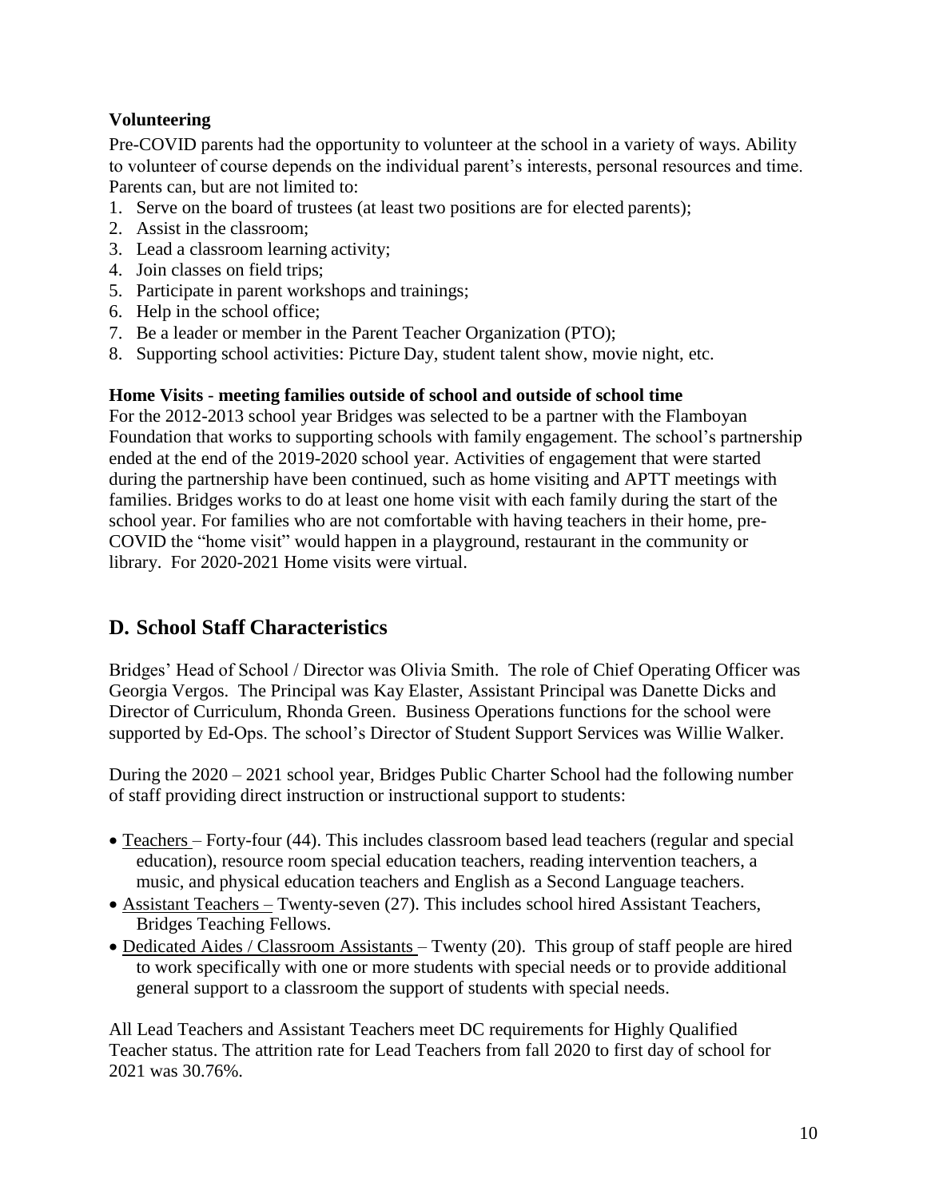**Volunteering**

Pre-COVID parents had the opportunity to volunteer at the school in a variety of ways. Ability to volunteer of course depends on the individual parent's interests, personal resources and time. Parents can, but are not limited to:

1. Serve on the board of trustees (at least two positions are for elected parents);
2. Assist in the classroom;
3. Lead a classroom learning activity;
4. Join classes on field trips;
5. Participate in parent workshops and trainings;
6. Help in the school office;
7. Be a leader or member in the Parent Teacher Organization (PTO);
8. Supporting school activities: Picture Day, student talent show, movie night, etc.

**Home Visits - meeting families outside of school and outside of school time**

For the 2012-2013 school year Bridges was selected to be a partner with the Flamboyan Foundation that works to supporting schools with family engagement. The school's partnership ended at the end of the 2019-2020 school year. Activities of engagement that were started during the partnership have been continued, such as home visiting and APTT meetings with families. Bridges works to do at least one home visit with each family during the start of the school year. For families who are not comfortable with having teachers in their home, pre-COVID the "home visit" would happen in a playground, restaurant in the community or library. For 2020-2021 Home visits were virtual.

## D. School Staff Characteristics

Bridges' Head of School / Director was Olivia Smith. The role of Chief Operating Officer was Georgia Vergos. The Principal was Kay Elaster, Assistant Principal was Danette Dicks and Director of Curriculum, Rhonda Green. Business Operations functions for the school were supported by Ed-Ops. The school's Director of Student Support Services was Willie Walker.

During the 2020 – 2021 school year, Bridges Public Charter School had the following number of staff providing direct instruction or instructional support to students:

- Teachers – Forty-four (44). This includes classroom based lead teachers (regular and special education), resource room special education teachers, reading intervention teachers, a music, and physical education teachers and English as a Second Language teachers.
- Assistant Teachers – Twenty-seven (27). This includes school hired Assistant Teachers, Bridges Teaching Fellows.
- Dedicated Aides / Classroom Assistants – Twenty (20). This group of staff people are hired to work specifically with one or more students with special needs or to provide additional general support to a classroom the support of students with special needs.

All Lead Teachers and Assistant Teachers meet DC requirements for Highly Qualified Teacher status. The attrition rate for Lead Teachers from fall 2020 to first day of school for 2021 was 30.76%.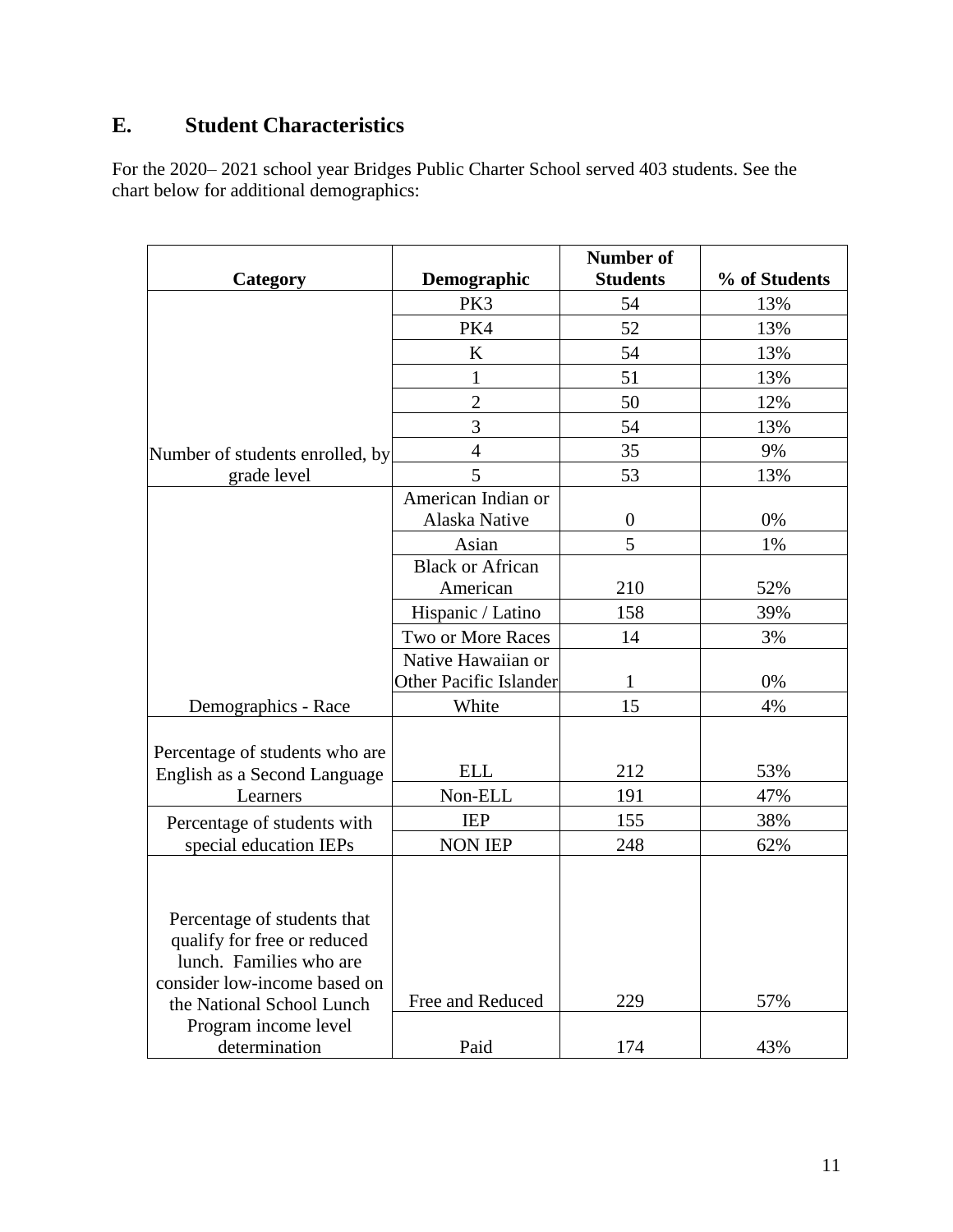## E. Student Characteristics

For the 2020– 2021 school year Bridges Public Charter School served 403 students. See the chart below for additional demographics:

| Category | Demographic | Number of Students | % of Students |
|---|---|---|---|
| Number of students enrolled, by grade level | PK3 | 54 | 13% |
| | PK4 | 52 | 13% |
| | K | 54 | 13% |
| | 1 | 51 | 13% |
| | 2 | 50 | 12% |
| | 3 | 54 | 13% |
| | 4 | 35 | 9% |
| | 5 | 53 | 13% |
| Demographics - Race | American Indian or Alaska Native | 0 | 0% |
| | Asian | 5 | 1% |
| | Black or African American | 210 | 52% |
| | Hispanic / Latino | 158 | 39% |
| | Two or More Races | 14 | 3% |
| | Native Hawaiian or Other Pacific Islander | 1 | 0% |
| | White | 15 | 4% |
| Percentage of students who are English as a Second Language Learners | ELL | 212 | 53% |
| | Non-ELL | 191 | 47% |
| Percentage of students with special education IEPs | IEP | 155 | 38% |
| | NON IEP | 248 | 62% |
| Percentage of students that qualify for free or reduced lunch. Families who are consider low-income based on the National School Lunch Program income level determination | Free and Reduced | 229 | 57% |
| | Paid | 174 | 43% |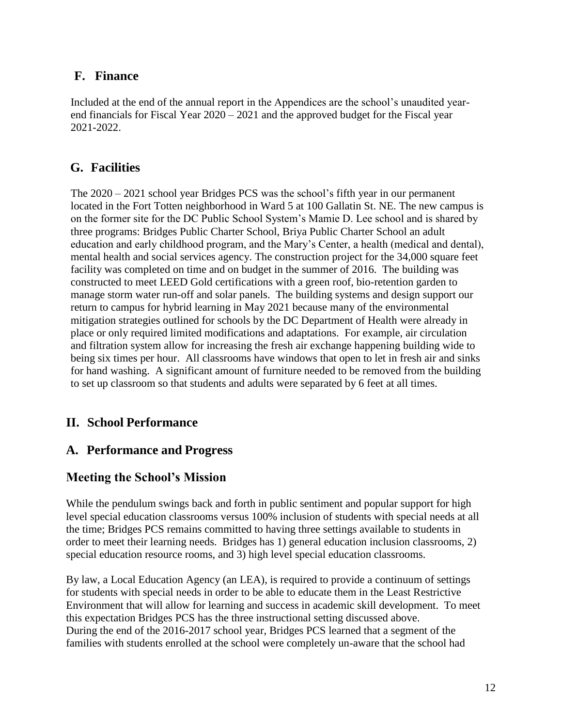## F. Finance

Included at the end of the annual report in the Appendices are the school's unaudited year-end financials for Fiscal Year 2020 – 2021 and the approved budget for the Fiscal year 2021-2022.

## G. Facilities

The 2020 – 2021 school year Bridges PCS was the school's fifth year in our permanent located in the Fort Totten neighborhood in Ward 5 at 100 Gallatin St. NE. The new campus is on the former site for the DC Public School System's Mamie D. Lee school and is shared by three programs: Bridges Public Charter School, Briya Public Charter School an adult education and early childhood program, and the Mary's Center, a health (medical and dental), mental health and social services agency. The construction project for the 34,000 square feet facility was completed on time and on budget in the summer of 2016. The building was constructed to meet LEED Gold certifications with a green roof, bio-retention garden to manage storm water run-off and solar panels. The building systems and design support our return to campus for hybrid learning in May 2021 because many of the environmental mitigation strategies outlined for schools by the DC Department of Health were already in place or only required limited modifications and adaptations. For example, air circulation and filtration system allow for increasing the fresh air exchange happening building wide to being six times per hour. All classrooms have windows that open to let in fresh air and sinks for hand washing. A significant amount of furniture needed to be removed from the building to set up classroom so that students and adults were separated by 6 feet at all times.

# II. School Performance

## A. Performance and Progress

## Meeting the School's Mission

While the pendulum swings back and forth in public sentiment and popular support for high level special education classrooms versus 100% inclusion of students with special needs at all the time; Bridges PCS remains committed to having three settings available to students in order to meet their learning needs. Bridges has 1) general education inclusion classrooms, 2) special education resource rooms, and 3) high level special education classrooms.

By law, a Local Education Agency (an LEA), is required to provide a continuum of settings for students with special needs in order to be able to educate them in the Least Restrictive Environment that will allow for learning and success in academic skill development. To meet this expectation Bridges PCS has the three instructional setting discussed above.
During the end of the 2016-2017 school year, Bridges PCS learned that a segment of the families with students enrolled at the school were completely un-aware that the school had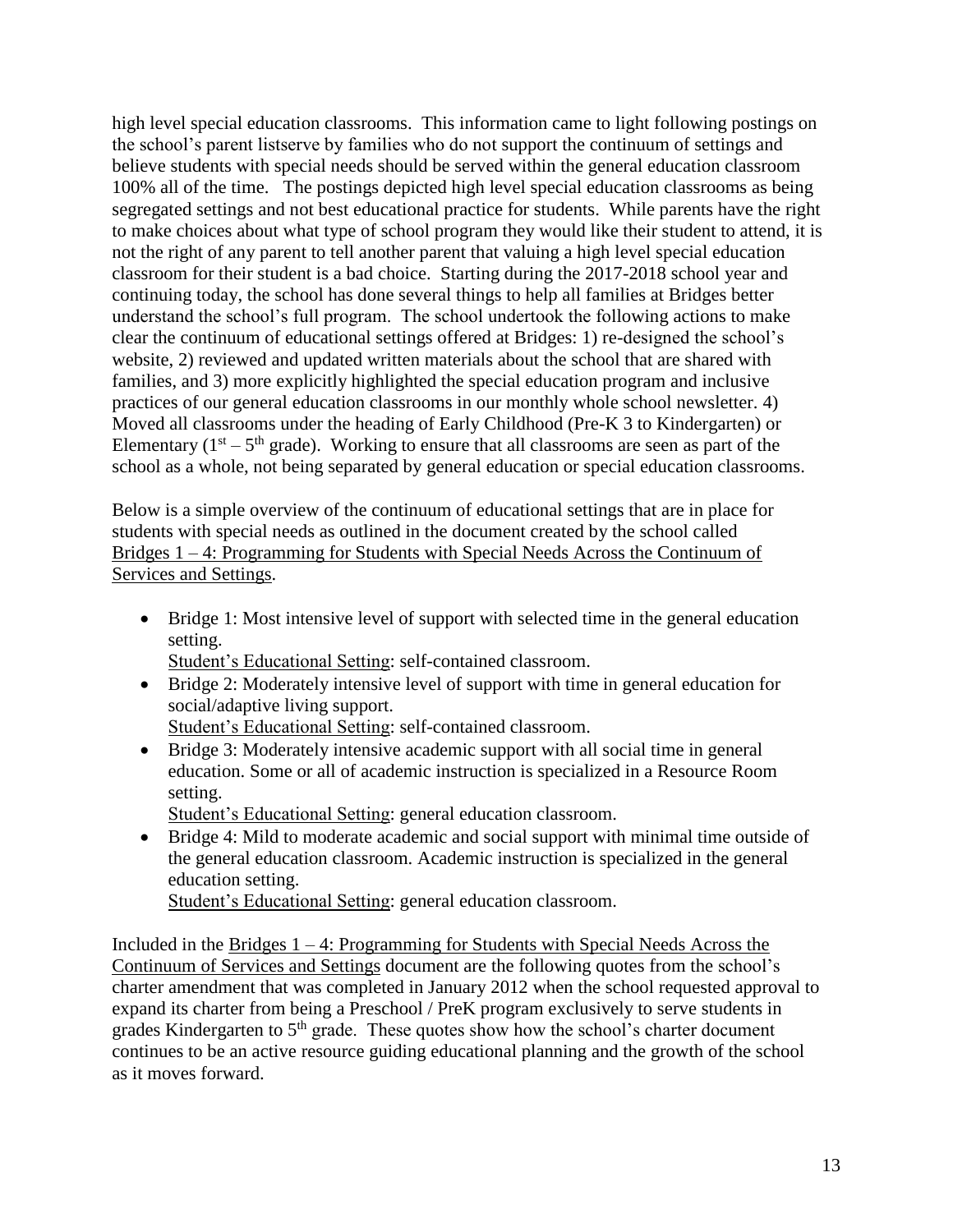high level special education classrooms. This information came to light following postings on the school's parent listserve by families who do not support the continuum of settings and believe students with special needs should be served within the general education classroom 100% all of the time. The postings depicted high level special education classrooms as being segregated settings and not best educational practice for students. While parents have the right to make choices about what type of school program they would like their student to attend, it is not the right of any parent to tell another parent that valuing a high level special education classroom for their student is a bad choice. Starting during the 2017-2018 school year and continuing today, the school has done several things to help all families at Bridges better understand the school's full program. The school undertook the following actions to make clear the continuum of educational settings offered at Bridges: 1) re-designed the school's website, 2) reviewed and updated written materials about the school that are shared with families, and 3) more explicitly highlighted the special education program and inclusive practices of our general education classrooms in our monthly whole school newsletter. 4) Moved all classrooms under the heading of Early Childhood (Pre-K 3 to Kindergarten) or Elementary (1st – 5th grade). Working to ensure that all classrooms are seen as part of the school as a whole, not being separated by general education or special education classrooms.

Below is a simple overview of the continuum of educational settings that are in place for students with special needs as outlined in the document created by the school called Bridges 1 – 4: Programming for Students with Special Needs Across the Continuum of Services and Settings.

- Bridge 1: Most intensive level of support with selected time in the general education setting.
  Student's Educational Setting: self-contained classroom.
- Bridge 2: Moderately intensive level of support with time in general education for social/adaptive living support.
  Student's Educational Setting: self-contained classroom.
- Bridge 3: Moderately intensive academic support with all social time in general education. Some or all of academic instruction is specialized in a Resource Room setting.
  Student's Educational Setting: general education classroom.
- Bridge 4: Mild to moderate academic and social support with minimal time outside of the general education classroom. Academic instruction is specialized in the general education setting.
  Student's Educational Setting: general education classroom.

Included in the Bridges 1 – 4: Programming for Students with Special Needs Across the Continuum of Services and Settings document are the following quotes from the school's charter amendment that was completed in January 2012 when the school requested approval to expand its charter from being a Preschool / PreK program exclusively to serve students in grades Kindergarten to 5th grade. These quotes show how the school's charter document continues to be an active resource guiding educational planning and the growth of the school as it moves forward.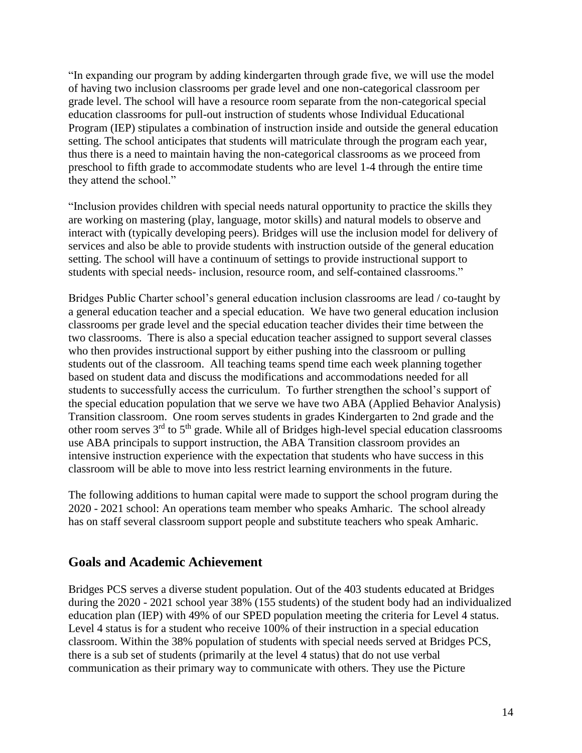"In expanding our program by adding kindergarten through grade five, we will use the model of having two inclusion classrooms per grade level and one non-categorical classroom per grade level. The school will have a resource room separate from the non-categorical special education classrooms for pull-out instruction of students whose Individual Educational Program (IEP) stipulates a combination of instruction inside and outside the general education setting. The school anticipates that students will matriculate through the program each year, thus there is a need to maintain having the non-categorical classrooms as we proceed from preschool to fifth grade to accommodate students who are level 1-4 through the entire time they attend the school."

"Inclusion provides children with special needs natural opportunity to practice the skills they are working on mastering (play, language, motor skills) and natural models to observe and interact with (typically developing peers). Bridges will use the inclusion model for delivery of services and also be able to provide students with instruction outside of the general education setting. The school will have a continuum of settings to provide instructional support to students with special needs- inclusion, resource room, and self-contained classrooms."

Bridges Public Charter school's general education inclusion classrooms are lead / co-taught by a general education teacher and a special education. We have two general education inclusion classrooms per grade level and the special education teacher divides their time between the two classrooms. There is also a special education teacher assigned to support several classes who then provides instructional support by either pushing into the classroom or pulling students out of the classroom. All teaching teams spend time each week planning together based on student data and discuss the modifications and accommodations needed for all students to successfully access the curriculum. To further strengthen the school's support of the special education population that we serve we have two ABA (Applied Behavior Analysis) Transition classroom. One room serves students in grades Kindergarten to 2nd grade and the other room serves 3rd to 5th grade. While all of Bridges high-level special education classrooms use ABA principals to support instruction, the ABA Transition classroom provides an intensive instruction experience with the expectation that students who have success in this classroom will be able to move into less restrict learning environments in the future.

The following additions to human capital were made to support the school program during the 2020 - 2021 school: An operations team member who speaks Amharic. The school already has on staff several classroom support people and substitute teachers who speak Amharic.

## Goals and Academic Achievement

Bridges PCS serves a diverse student population. Out of the 403 students educated at Bridges during the 2020 - 2021 school year 38% (155 students) of the student body had an individualized education plan (IEP) with 49% of our SPED population meeting the criteria for Level 4 status. Level 4 status is for a student who receive 100% of their instruction in a special education classroom. Within the 38% population of students with special needs served at Bridges PCS, there is a sub set of students (primarily at the level 4 status) that do not use verbal communication as their primary way to communicate with others. They use the Picture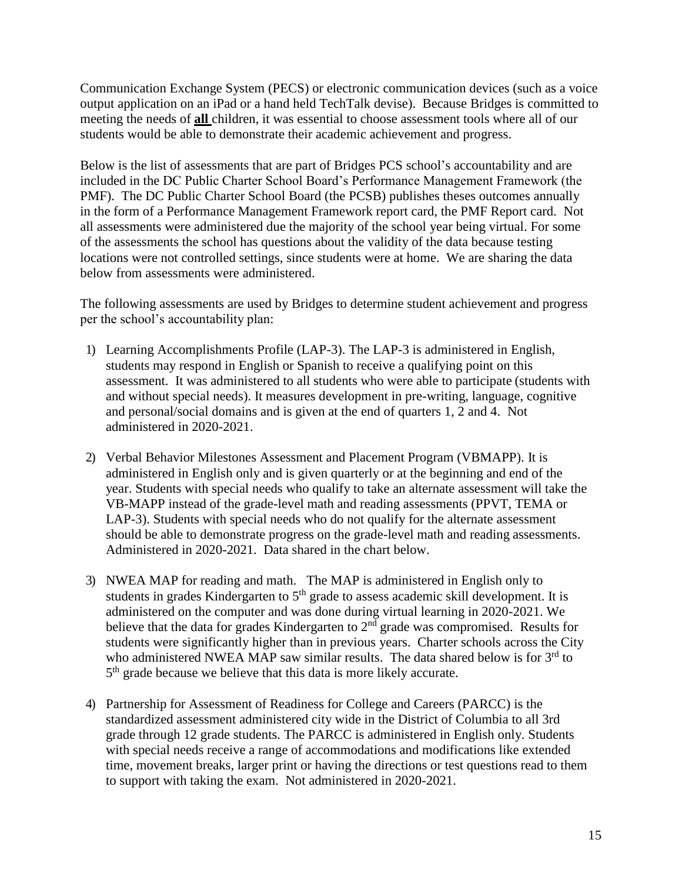Communication Exchange System (PECS) or electronic communication devices (such as a voice output application on an iPad or a hand held TechTalk devise). Because Bridges is committed to meeting the needs of **<u>all</u>** children, it was essential to choose assessment tools where all of our students would be able to demonstrate their academic achievement and progress.

Below is the list of assessments that are part of Bridges PCS school's accountability and are included in the DC Public Charter School Board's Performance Management Framework (the PMF). The DC Public Charter School Board (the PCSB) publishes theses outcomes annually in the form of a Performance Management Framework report card, the PMF Report card. Not all assessments were administered due the majority of the school year being virtual. For some of the assessments the school has questions about the validity of the data because testing locations were not controlled settings, since students were at home. We are sharing the data below from assessments were administered.

The following assessments are used by Bridges to determine student achievement and progress per the school's accountability plan:

1) Learning Accomplishments Profile (LAP-3). The LAP-3 is administered in English, students may respond in English or Spanish to receive a qualifying point on this assessment. It was administered to all students who were able to participate (students with and without special needs). It measures development in pre-writing, language, cognitive and personal/social domains and is given at the end of quarters 1, 2 and 4. Not administered in 2020-2021.

2) Verbal Behavior Milestones Assessment and Placement Program (VBMAPP). It is administered in English only and is given quarterly or at the beginning and end of the year. Students with special needs who qualify to take an alternate assessment will take the VB-MAPP instead of the grade-level math and reading assessments (PPVT, TEMA or LAP-3). Students with special needs who do not qualify for the alternate assessment should be able to demonstrate progress on the grade-level math and reading assessments. Administered in 2020-2021. Data shared in the chart below.

3) NWEA MAP for reading and math. The MAP is administered in English only to students in grades Kindergarten to 5th grade to assess academic skill development. It is administered on the computer and was done during virtual learning in 2020-2021. We believe that the data for grades Kindergarten to 2nd grade was compromised. Results for students were significantly higher than in previous years. Charter schools across the City who administered NWEA MAP saw similar results. The data shared below is for 3rd to 5th grade because we believe that this data is more likely accurate.

4) Partnership for Assessment of Readiness for College and Careers (PARCC) is the standardized assessment administered city wide in the District of Columbia to all 3rd grade through 12 grade students. The PARCC is administered in English only. Students with special needs receive a range of accommodations and modifications like extended time, movement breaks, larger print or having the directions or test questions read to them to support with taking the exam. Not administered in 2020-2021.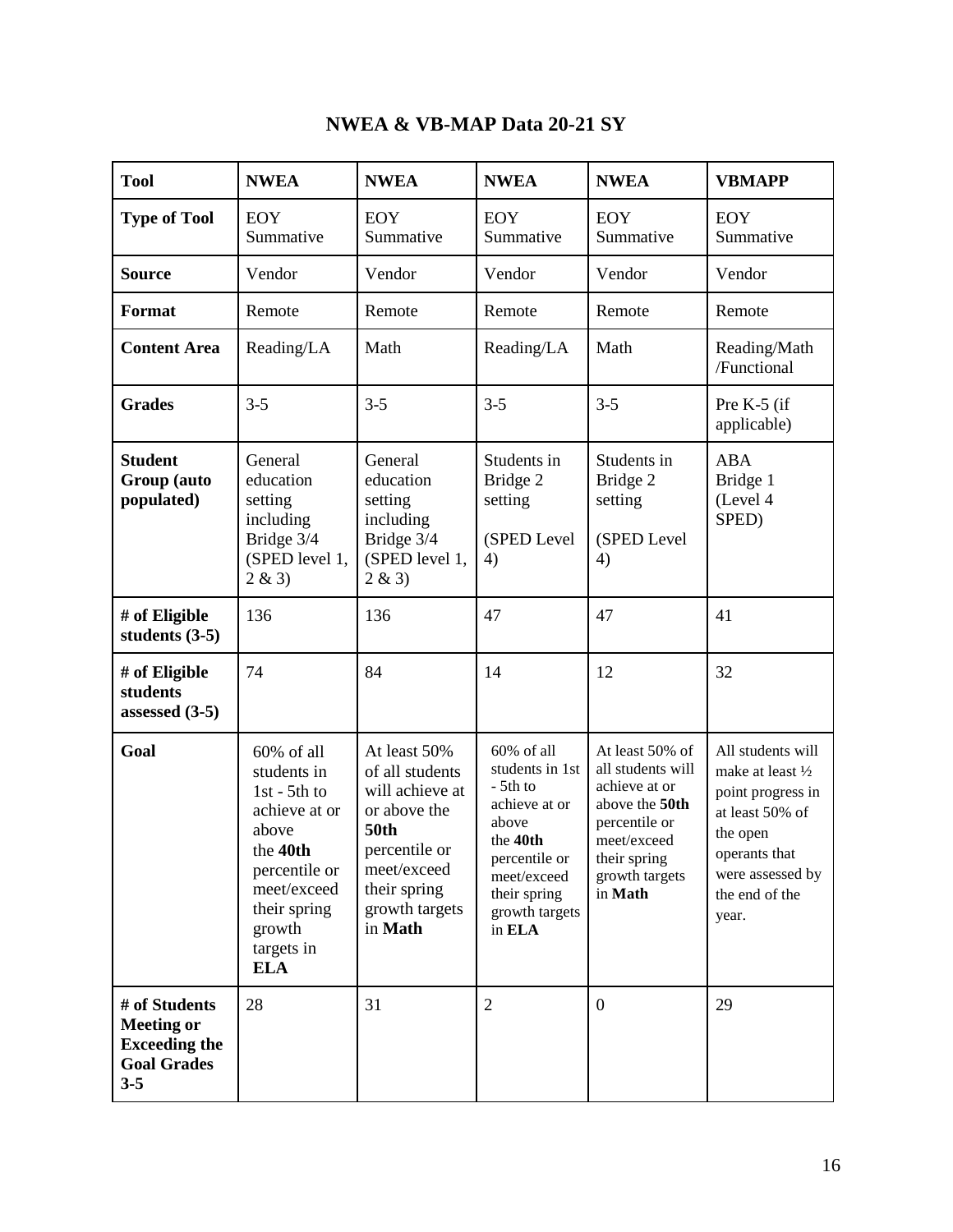# NWEA & VB-MAP Data 20-21 SY

| Tool | NWEA | NWEA | NWEA | NWEA | VBMAPP |
|---|---|---|---|---|---|
| **Type of Tool** | EOY Summative | EOY Summative | EOY Summative | EOY Summative | EOY Summative |
| **Source** | Vendor | Vendor | Vendor | Vendor | Vendor |
| **Format** | Remote | Remote | Remote | Remote | Remote |
| **Content Area** | Reading/LA | Math | Reading/LA | Math | Reading/Math /Functional |
| **Grades** | 3-5 | 3-5 | 3-5 | 3-5 | Pre K-5 (if applicable) |
| **Student Group (auto populated)** | General education setting including Bridge 3/4 (SPED level 1, 2 & 3) | General education setting including Bridge 3/4 (SPED level 1, 2 & 3) | Students in Bridge 2 setting (SPED Level 4) | Students in Bridge 2 setting (SPED Level 4) | ABA Bridge 1 (Level 4 SPED) |
| **# of Eligible students (3-5)** | 136 | 136 | 47 | 47 | 41 |
| **# of Eligible students assessed (3-5)** | 74 | 84 | 14 | 12 | 32 |
| **Goal** | 60% of all students in 1st - 5th to achieve at or above the **40th** percentile or meet/exceed their spring growth targets in **ELA** | At least 50% of all students will achieve at or above the **50th** percentile or meet/exceed their spring growth targets in **Math** | 60% of all students in 1st - 5th to achieve at or above the **40th** percentile or meet/exceed their spring growth targets in **ELA** | At least 50% of all students will achieve at or above the **50th** percentile or meet/exceed their spring growth targets in **Math** | All students will make at least ½ point progress in at least 50% of the open operants that were assessed by the end of the year. |
| **# of Students Meeting or Exceeding the Goal Grades 3-5** | 28 | 31 | 2 | 0 | 29 |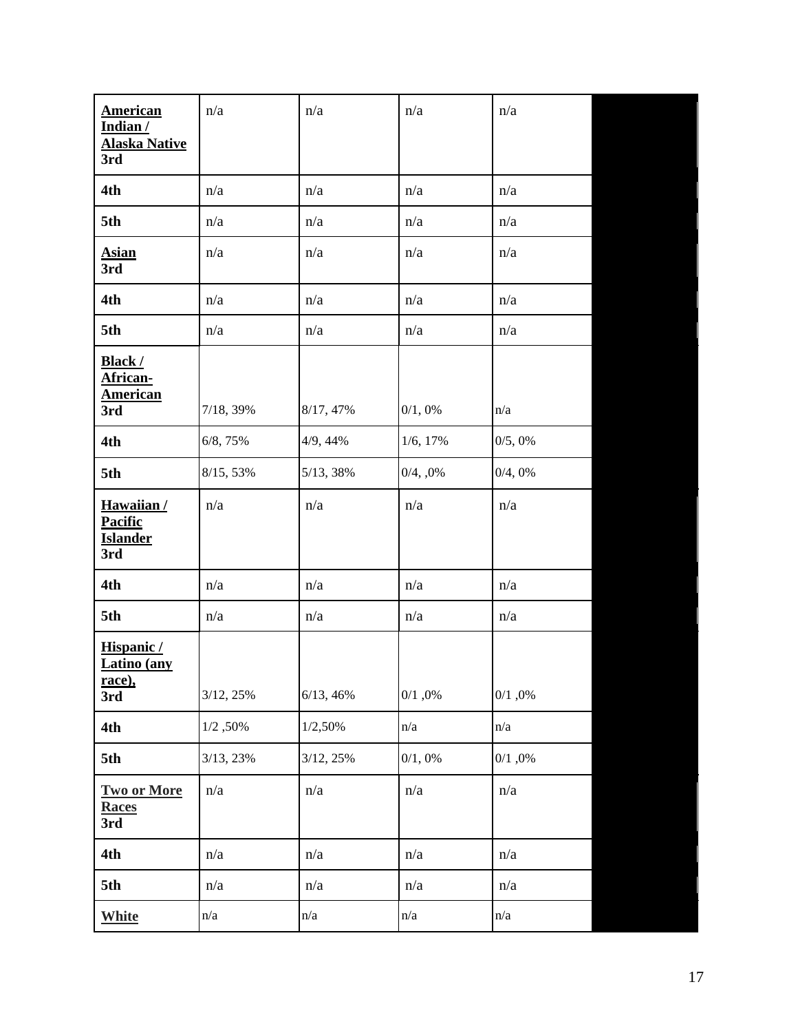| **American Indian / Alaska Native** 3rd | n/a | n/a | n/a | n/a | |
|---|---|---|---|---|---|
| 4th | n/a | n/a | n/a | n/a | |
| 5th | n/a | n/a | n/a | n/a | |
| **Asian** 3rd | n/a | n/a | n/a | n/a | |
| 4th | n/a | n/a | n/a | n/a | |
| 5th | n/a | n/a | n/a | n/a | |
| **Black / African-American** 3rd | 7/18, 39% | 8/17, 47% | 0/1, 0% | n/a | |
| 4th | 6/8, 75% | 4/9, 44% | 1/6, 17% | 0/5, 0% | |
| 5th | 8/15, 53% | 5/13, 38% | 0/4, ,0% | 0/4, 0% | |
| **Hawaiian / Pacific Islander** 3rd | n/a | n/a | n/a | n/a | |
| 4th | n/a | n/a | n/a | n/a | |
| 5th | n/a | n/a | n/a | n/a | |
| **Hispanic / Latino (any race),** 3rd | 3/12, 25% | 6/13, 46% | 0/1 ,0% | 0/1 ,0% | |
| 4th | 1/2 ,50% | 1/2,50% | n/a | n/a | |
| 5th | 3/13, 23% | 3/12, 25% | 0/1, 0% | 0/1 ,0% | |
| **Two or More Races** 3rd | n/a | n/a | n/a | n/a | |
| 4th | n/a | n/a | n/a | n/a | |
| 5th | n/a | n/a | n/a | n/a | |
| **White** | n/a | n/a | n/a | n/a | |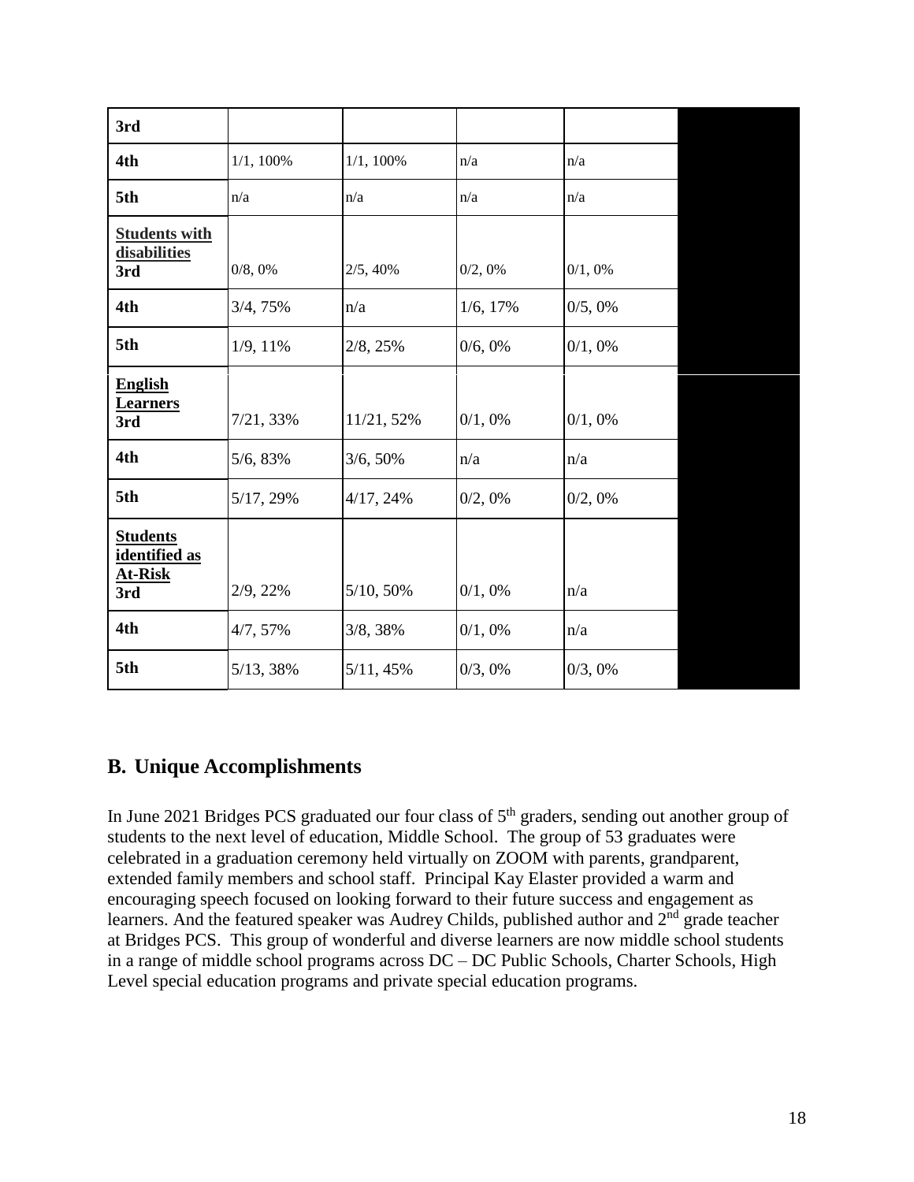| | | | | | |
|---|---|---|---|---|---|
| **3rd** | | | | | |
| **4th** | 1/1, 100% | 1/1, 100% | n/a | n/a | |
| **5th** | n/a | n/a | n/a | n/a | |
| **Students with disabilities** **3rd** | 0/8, 0% | 2/5, 40% | 0/2, 0% | 0/1, 0% | |
| **4th** | 3/4, 75% | n/a | 1/6, 17% | 0/5, 0% | |
| **5th** | 1/9, 11% | 2/8, 25% | 0/6, 0% | 0/1, 0% | |
| **English Learners** **3rd** | 7/21, 33% | 11/21, 52% | 0/1, 0% | 0/1, 0% | |
| **4th** | 5/6, 83% | 3/6, 50% | n/a | n/a | |
| **5th** | 5/17, 29% | 4/17, 24% | 0/2, 0% | 0/2, 0% | |
| **Students identified as At-Risk** **3rd** | 2/9, 22% | 5/10, 50% | 0/1, 0% | n/a | |
| **4th** | 4/7, 57% | 3/8, 38% | 0/1, 0% | n/a | |
| **5th** | 5/13, 38% | 5/11, 45% | 0/3, 0% | 0/3, 0% | |

## B. Unique Accomplishments

In June 2021 Bridges PCS graduated our four class of 5th graders, sending out another group of students to the next level of education, Middle School. The group of 53 graduates were celebrated in a graduation ceremony held virtually on ZOOM with parents, grandparent, extended family members and school staff. Principal Kay Elaster provided a warm and encouraging speech focused on looking forward to their future success and engagement as learners. And the featured speaker was Audrey Childs, published author and 2nd grade teacher at Bridges PCS. This group of wonderful and diverse learners are now middle school students in a range of middle school programs across DC – DC Public Schools, Charter Schools, High Level special education programs and private special education programs.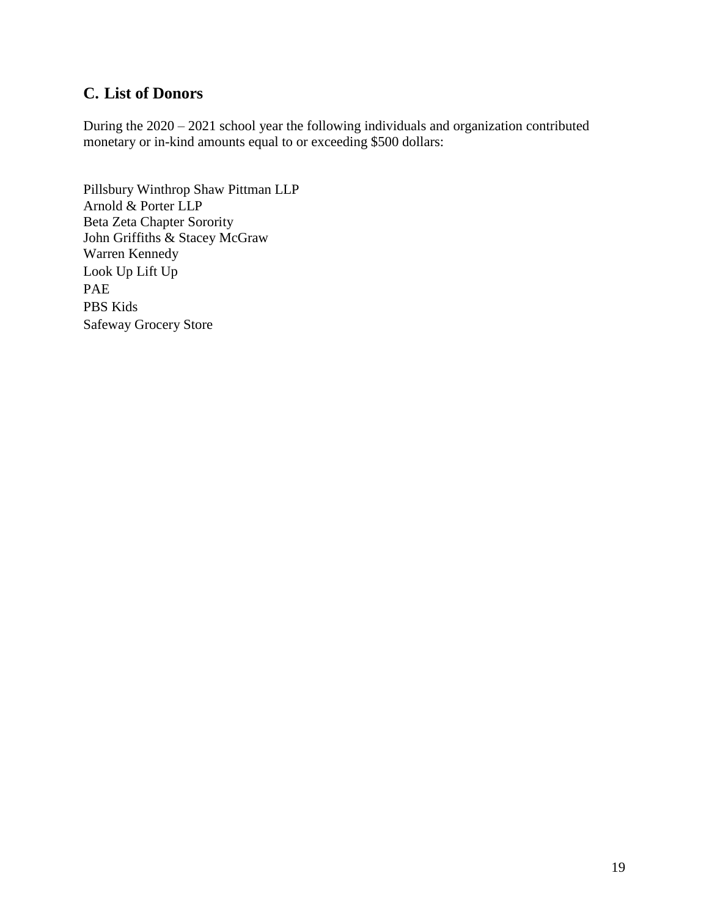## C. List of Donors

During the 2020 – 2021 school year the following individuals and organization contributed monetary or in-kind amounts equal to or exceeding $500 dollars:

Pillsbury Winthrop Shaw Pittman LLP
Arnold & Porter LLP
Beta Zeta Chapter Sorority
John Griffiths & Stacey McGraw
Warren Kennedy
Look Up Lift Up
PAE
PBS Kids
Safeway Grocery Store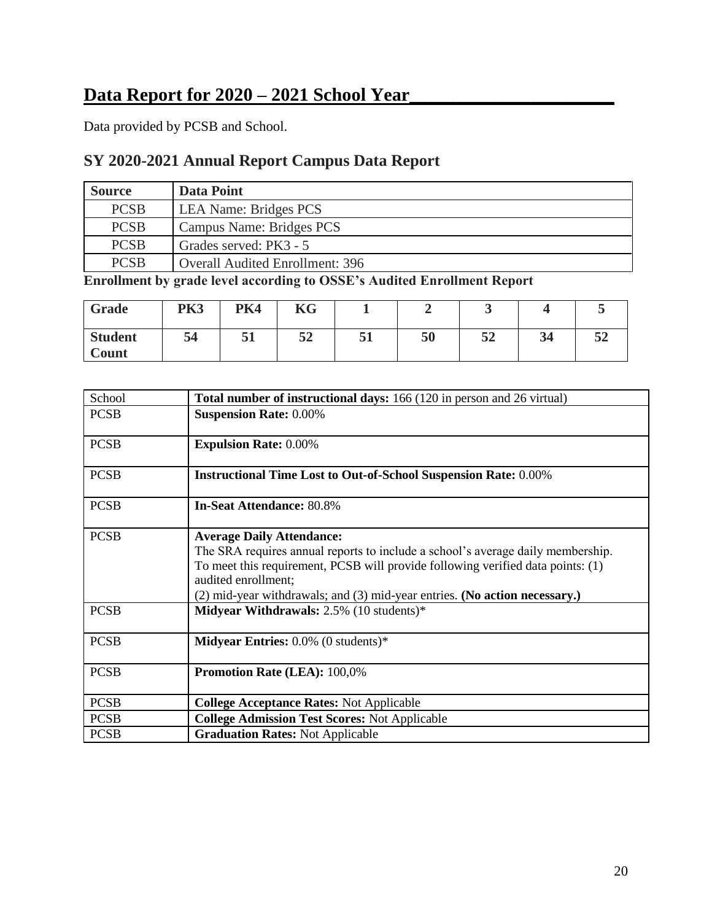# Data Report for 2020 – 2021 School Year

Data provided by PCSB and School.

## SY 2020-2021 Annual Report Campus Data Report

| Source | Data Point |
|---|---|
| PCSB | LEA Name: Bridges PCS |
| PCSB | Campus Name: Bridges PCS |
| PCSB | Grades served: PK3 - 5 |
| PCSB | Overall Audited Enrollment: 396 |

**Enrollment by grade level according to OSSE's Audited Enrollment Report**

| Grade | PK3 | PK4 | KG | 1 | 2 | 3 | 4 | 5 |
|---|---|---|---|---|---|---|---|---|
| **Student Count** | **54** | **51** | **52** | **51** | **50** | **52** | **34** | **52** |

| School | **Total number of instructional days:** 166 (120 in person and 26 virtual) |
|---|---|
| PCSB | **Suspension Rate:** 0.00% |
| PCSB | **Expulsion Rate:** 0.00% |
| PCSB | **Instructional Time Lost to Out-of-School Suspension Rate:** 0.00% |
| PCSB | **In-Seat Attendance:** 80.8% |
| PCSB | **Average Daily Attendance:** The SRA requires annual reports to include a school's average daily membership. To meet this requirement, PCSB will provide following verified data points: (1) audited enrollment; (2) mid-year withdrawals; and (3) mid-year entries. **(No action necessary.)** |
| PCSB | **Midyear Withdrawals:** 2.5% (10 students)* |
| PCSB | **Midyear Entries:** 0.0% (0 students)* |
| PCSB | **Promotion Rate (LEA):** 100,0% |
| PCSB | **College Acceptance Rates:** Not Applicable |
| PCSB | **College Admission Test Scores:** Not Applicable |
| PCSB | **Graduation Rates:** Not Applicable |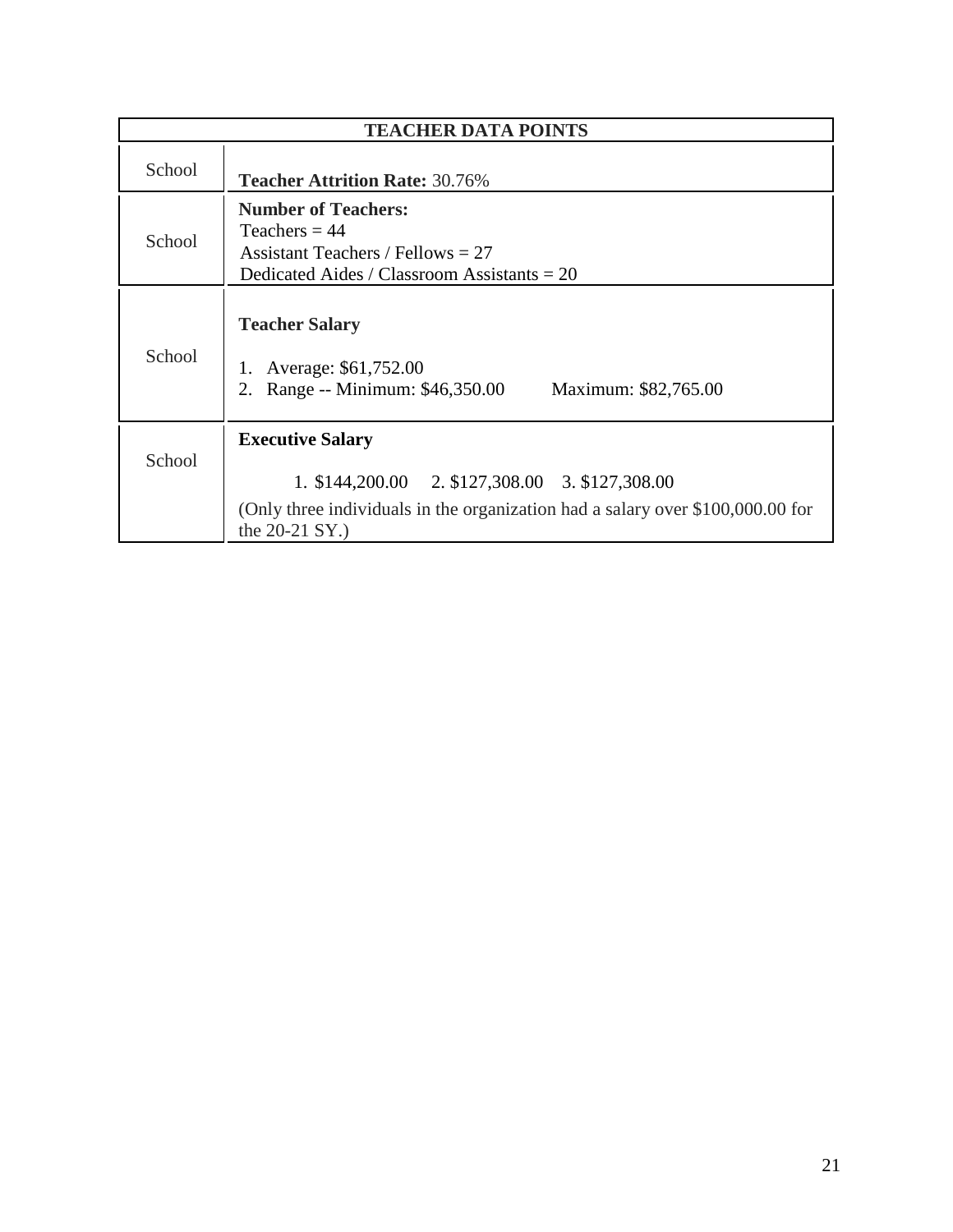| TEACHER DATA POINTS | |
|---|---|
| School | **Teacher Attrition Rate:** 30.76% |
| School | **Number of Teachers:**<br>Teachers = 44<br>Assistant Teachers / Fellows = 27<br>Dedicated Aides / Classroom Assistants = 20 |
| School | **Teacher Salary**<br>1. Average: $61,752.00<br>2. Range -- Minimum: $46,350.00 Maximum: $82,765.00 |
| School | **Executive Salary**<br>1. $144,200.00 2. $127,308.00 3. $127,308.00<br>(Only three individuals in the organization had a salary over $100,000.00 for the 20-21 SY.) |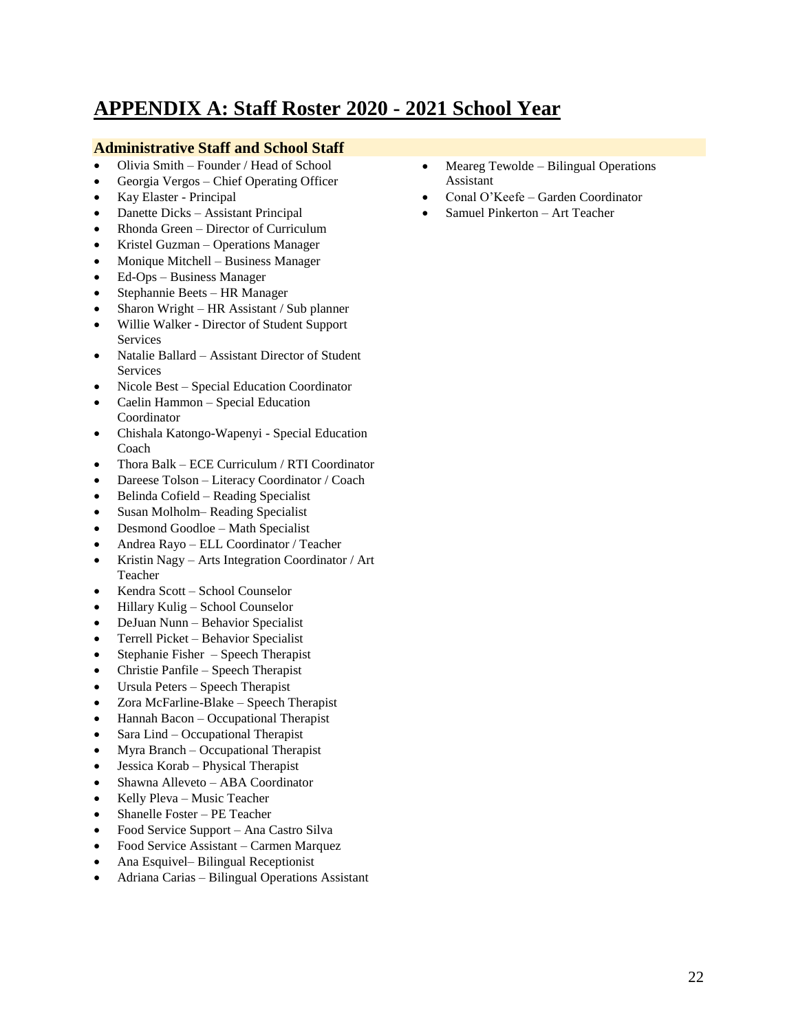# APPENDIX A: Staff Roster 2020 - 2021 School Year

### Administrative Staff and School Staff

- Olivia Smith – Founder / Head of School
- Georgia Vergos – Chief Operating Officer
- Kay Elaster - Principal
- Danette Dicks – Assistant Principal
- Rhonda Green – Director of Curriculum
- Kristel Guzman – Operations Manager
- Monique Mitchell – Business Manager
- Ed-Ops – Business Manager
- Stephannie Beets – HR Manager
- Sharon Wright – HR Assistant / Sub planner
- Willie Walker - Director of Student Support Services
- Natalie Ballard – Assistant Director of Student Services
- Nicole Best – Special Education Coordinator
- Caelin Hammon – Special Education Coordinator
- Chishala Katongo-Wapenyi - Special Education Coach
- Thora Balk – ECE Curriculum / RTI Coordinator
- Dareese Tolson – Literacy Coordinator / Coach
- Belinda Cofield – Reading Specialist
- Susan Molholm– Reading Specialist
- Desmond Goodloe – Math Specialist
- Andrea Rayo – ELL Coordinator / Teacher
- Kristin Nagy – Arts Integration Coordinator / Art Teacher
- Kendra Scott – School Counselor
- Hillary Kulig – School Counselor
- DeJuan Nunn – Behavior Specialist
- Terrell Picket – Behavior Specialist
- Stephanie Fisher – Speech Therapist
- Christie Panfile – Speech Therapist
- Ursula Peters – Speech Therapist
- Zora McFarline-Blake – Speech Therapist
- Hannah Bacon – Occupational Therapist
- Sara Lind – Occupational Therapist
- Myra Branch – Occupational Therapist
- Jessica Korab – Physical Therapist
- Shawna Alleveto – ABA Coordinator
- Kelly Pleva – Music Teacher
- Shanelle Foster – PE Teacher
- Food Service Support – Ana Castro Silva
- Food Service Assistant – Carmen Marquez
- Ana Esquivel– Bilingual Receptionist
- Adriana Carias – Bilingual Operations Assistant
- Meareg Tewolde – Bilingual Operations Assistant
- Conal O'Keefe – Garden Coordinator
- Samuel Pinkerton – Art Teacher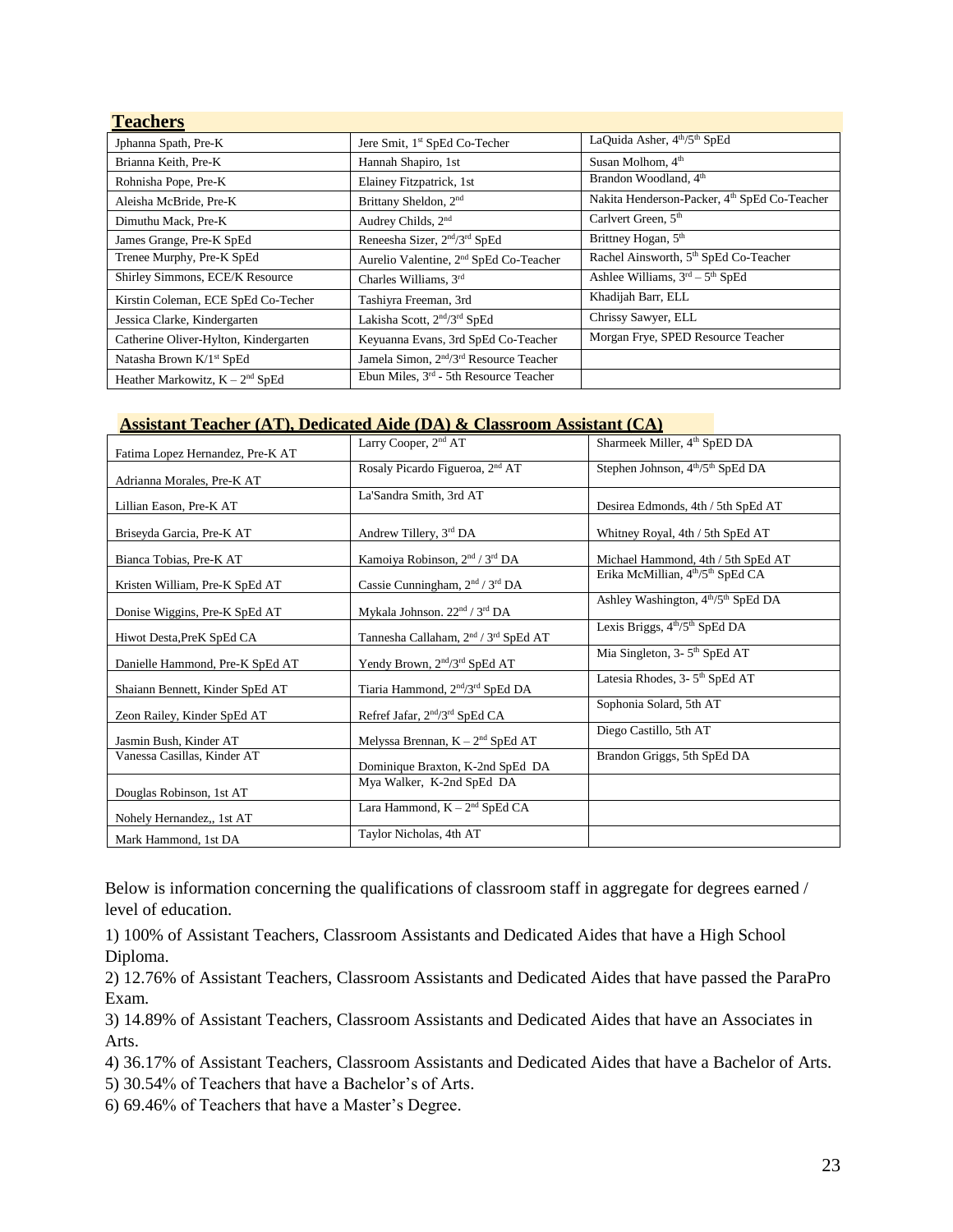**Teachers**

| | | |
|---|---|---|
| Jphanna Spath, Pre-K | Jere Smit, 1st SpEd Co-Techer | LaQuida Asher, 4th/5th SpEd |
| Brianna Keith, Pre-K | Hannah Shapiro, 1st | Susan Molhom, 4th |
| Rohnisha Pope, Pre-K | Elainey Fitzpatrick, 1st | Brandon Woodland, 4th |
| Aleisha McBride, Pre-K | Brittany Sheldon, 2nd | Nakita Henderson-Packer, 4th SpEd Co-Teacher |
| Dimuthu Mack, Pre-K | Audrey Childs, 2nd | Carlvert Green, 5th |
| James Grange, Pre-K SpEd | Reneesha Sizer, 2nd/3rd SpEd | Brittney Hogan, 5th |
| Trenee Murphy, Pre-K SpEd | Aurelio Valentine, 2nd SpEd Co-Teacher | Rachel Ainsworth, 5th SpEd Co-Teacher |
| Shirley Simmons, ECE/K Resource | Charles Williams, 3rd | Ashlee Williams, 3rd – 5th SpEd |
| Kirstin Coleman, ECE SpEd Co-Techer | Tashiyra Freeman, 3rd | Khadijah Barr, ELL |
| Jessica Clarke, Kindergarten | Lakisha Scott, 2nd/3rd SpEd | Chrissy Sawyer, ELL |
| Catherine Oliver-Hylton, Kindergarten | Keyuanna Evans, 3rd SpEd Co-Teacher | Morgan Frye, SPED Resource Teacher |
| Natasha Brown K/1st SpEd | Jamela Simon, 2nd/3rd Resource Teacher | |
| Heather Markowitz, K – 2nd SpEd | Ebun Miles, 3rd - 5th Resource Teacher | |

**Assistant Teacher (AT), Dedicated Aide (DA) & Classroom Assistant (CA)**

| | | |
|---|---|---|
| Fatima Lopez Hernandez, Pre-K AT | Larry Cooper, 2nd AT | Sharmeek Miller, 4th SpED DA |
| Adrianna Morales, Pre-K AT | Rosaly Picardo Figueroa, 2nd AT | Stephen Johnson, 4th/5th SpEd DA |
| Lillian Eason, Pre-K AT | La'Sandra Smith, 3rd AT | Desirea Edmonds, 4th / 5th SpEd AT |
| Briseyda Garcia, Pre-K AT | Andrew Tillery, 3rd DA | Whitney Royal, 4th / 5th SpEd AT |
| Bianca Tobias, Pre-K AT | Kamoiya Robinson, 2nd / 3rd DA | Michael Hammond, 4th / 5th SpEd AT |
| Kristen William, Pre-K SpEd AT | Cassie Cunningham, 2nd / 3rd DA | Erika McMillian, 4th/5th SpEd CA |
| Donise Wiggins, Pre-K SpEd AT | Mykala Johnson. 22nd / 3rd DA | Ashley Washington, 4th/5th SpEd DA |
| Hiwot Desta,PreK SpEd CA | Tannesha Callaham, 2nd / 3rd SpEd AT | Lexis Briggs, 4th/5th SpEd DA |
| Danielle Hammond, Pre-K SpEd AT | Yendy Brown, 2nd/3rd SpEd AT | Mia Singleton, 3- 5th SpEd AT |
| Shaiann Bennett, Kinder SpEd AT | Tiaria Hammond, 2nd/3rd SpEd DA | Latesia Rhodes, 3- 5th SpEd AT |
| Zeon Railey, Kinder SpEd AT | Refref Jafar, 2nd/3rd SpEd CA | Sophonia Solard, 5th AT |
| Jasmin Bush, Kinder AT | Melyssa Brennan, K – 2nd SpEd AT | Diego Castillo, 5th AT |
| Vanessa Casillas, Kinder AT | Dominique Braxton, K-2nd SpEd DA | Brandon Griggs, 5th SpEd DA |
| Douglas Robinson, 1st AT | Mya Walker, K-2nd SpEd DA | |
| Nohely Hernandez,, 1st AT | Lara Hammond, K – 2nd SpEd CA | |
| Mark Hammond, 1st DA | Taylor Nicholas, 4th AT | |

Below is information concerning the qualifications of classroom staff in aggregate for degrees earned / level of education.

1) 100% of Assistant Teachers, Classroom Assistants and Dedicated Aides that have a High School Diploma.

2) 12.76% of Assistant Teachers, Classroom Assistants and Dedicated Aides that have passed the ParaPro Exam.

3) 14.89% of Assistant Teachers, Classroom Assistants and Dedicated Aides that have an Associates in Arts.

4) 36.17% of Assistant Teachers, Classroom Assistants and Dedicated Aides that have a Bachelor of Arts.

5) 30.54% of Teachers that have a Bachelor's of Arts.

6) 69.46% of Teachers that have a Master's Degree.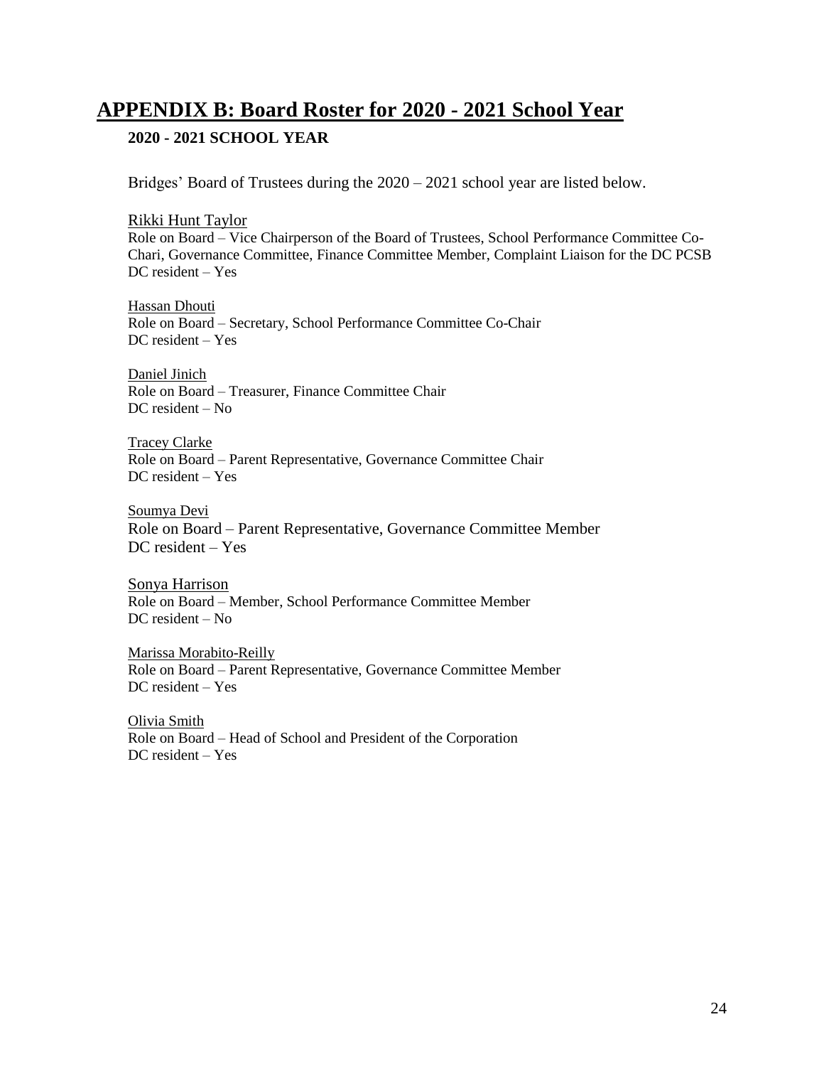# APPENDIX B: Board Roster for 2020 - 2021 School Year

### 2020 - 2021 SCHOOL YEAR

Bridges' Board of Trustees during the 2020 – 2021 school year are listed below.

Rikki Hunt Taylor
Role on Board – Vice Chairperson of the Board of Trustees, School Performance Committee Co-Chari, Governance Committee, Finance Committee Member, Complaint Liaison for the DC PCSB
DC resident – Yes

Hassan Dhouti
Role on Board – Secretary, School Performance Committee Co-Chair
DC resident – Yes

Daniel Jinich
Role on Board – Treasurer, Finance Committee Chair
DC resident – No

Tracey Clarke
Role on Board – Parent Representative, Governance Committee Chair
DC resident – Yes

Soumya Devi
Role on Board – Parent Representative, Governance Committee Member
DC resident – Yes

Sonya Harrison
Role on Board – Member, School Performance Committee Member
DC resident – No

Marissa Morabito-Reilly
Role on Board – Parent Representative, Governance Committee Member
DC resident – Yes

Olivia Smith
Role on Board – Head of School and President of the Corporation
DC resident – Yes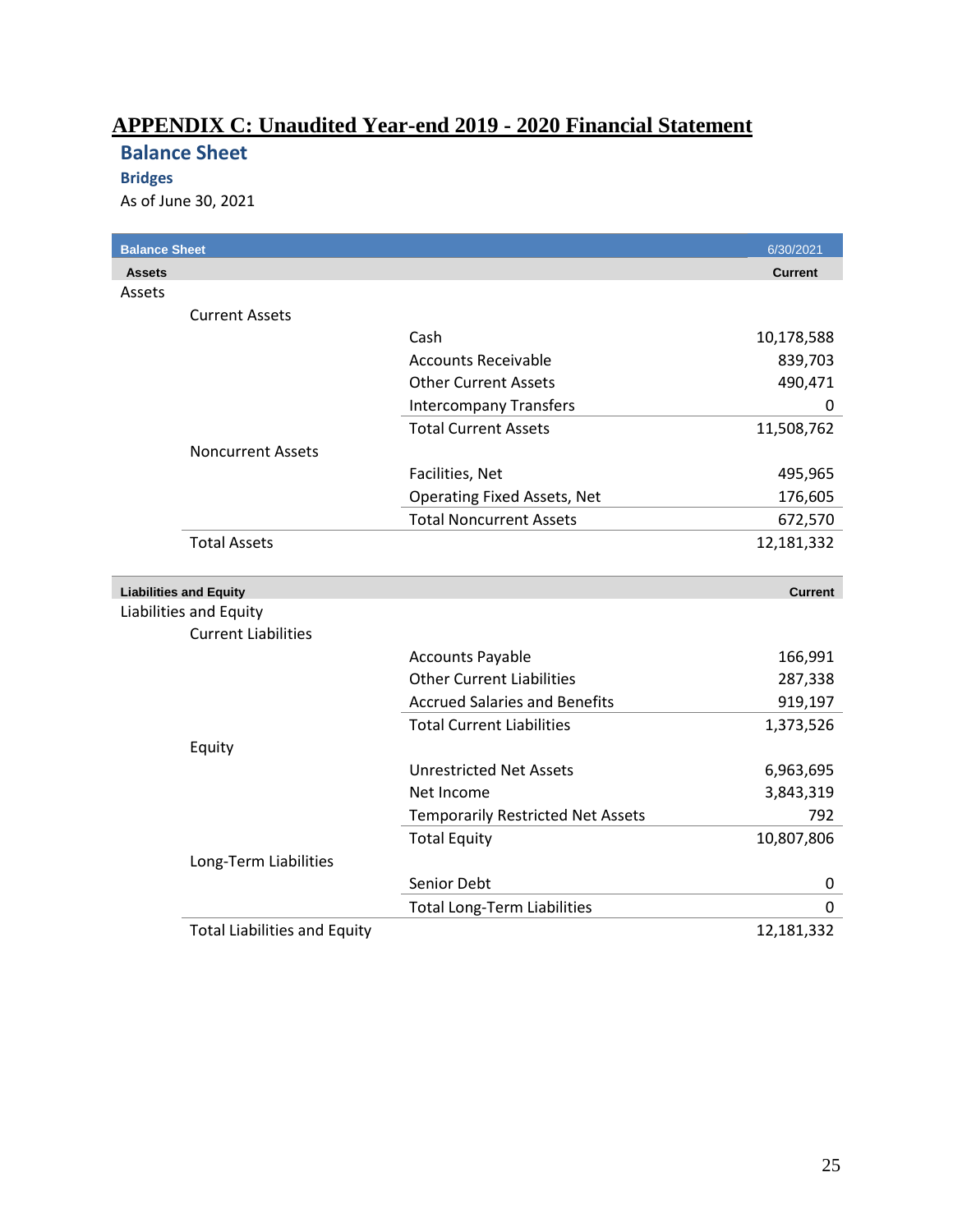# APPENDIX C: Unaudited Year-end 2019 - 2020 Financial Statement

## Balance Sheet

### Bridges

As of June 30, 2021

| Balance Sheet | | | 6/30/2021 |
|---|---|---|---|
| **Assets** | | | **Current** |
| Assets | | | |
| | Current Assets | | |
| | | Cash | 10,178,588 |
| | | Accounts Receivable | 839,703 |
| | | Other Current Assets | 490,471 |
| | | Intercompany Transfers | 0 |
| | | Total Current Assets | 11,508,762 |
| | Noncurrent Assets | | |
| | | Facilities, Net | 495,965 |
| | | Operating Fixed Assets, Net | 176,605 |
| | | Total Noncurrent Assets | 672,570 |
| | Total Assets | | 12,181,332 |

| Liabilities and Equity | | | Current |
|---|---|---|---|
| Liabilities and Equity | | | |
| | Current Liabilities | | |
| | | Accounts Payable | 166,991 |
| | | Other Current Liabilities | 287,338 |
| | | Accrued Salaries and Benefits | 919,197 |
| | | Total Current Liabilities | 1,373,526 |
| | Equity | | |
| | | Unrestricted Net Assets | 6,963,695 |
| | | Net Income | 3,843,319 |
| | | Temporarily Restricted Net Assets | 792 |
| | | Total Equity | 10,807,806 |
| | Long-Term Liabilities | | |
| | | Senior Debt | 0 |
| | | Total Long-Term Liabilities | 0 |
| | Total Liabilities and Equity | | 12,181,332 |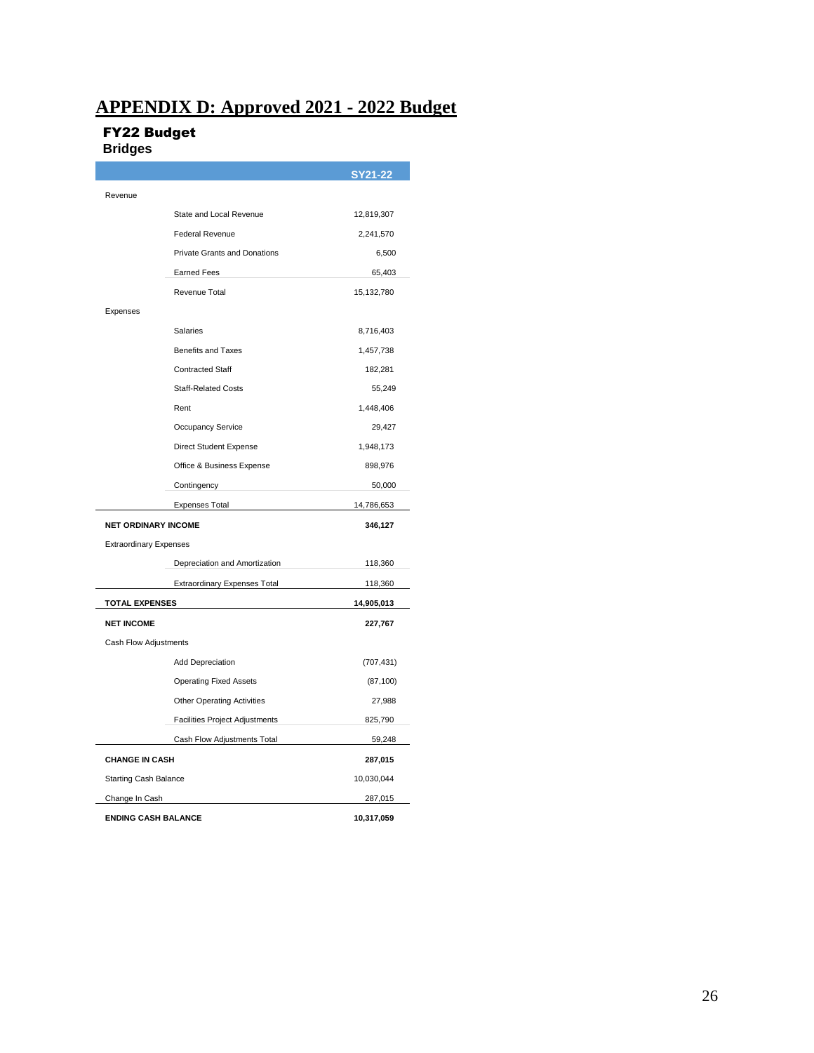# APPENDIX D: Approved 2021 - 2022 Budget

## FY22 Budget

### Bridges

| | | SY21-22 |
|---|---|---|
| Revenue | | |
| | State and Local Revenue | 12,819,307 |
| | Federal Revenue | 2,241,570 |
| | Private Grants and Donations | 6,500 |
| | Earned Fees | 65,403 |
| | Revenue Total | 15,132,780 |
| Expenses | | |
| | Salaries | 8,716,403 |
| | Benefits and Taxes | 1,457,738 |
| | Contracted Staff | 182,281 |
| | Staff-Related Costs | 55,249 |
| | Rent | 1,448,406 |
| | Occupancy Service | 29,427 |
| | Direct Student Expense | 1,948,173 |
| | Office & Business Expense | 898,976 |
| | Contingency | 50,000 |
| | Expenses Total | 14,786,653 |
| **NET ORDINARY INCOME** | | **346,127** |
| Extraordinary Expenses | | |
| | Depreciation and Amortization | 118,360 |
| | Extraordinary Expenses Total | 118,360 |
| **TOTAL EXPENSES** | | **14,905,013** |
| **NET INCOME** | | **227,767** |
| Cash Flow Adjustments | | |
| | Add Depreciation | (707,431) |
| | Operating Fixed Assets | (87,100) |
| | Other Operating Activities | 27,988 |
| | Facilities Project Adjustments | 825,790 |
| | Cash Flow Adjustments Total | 59,248 |
| **CHANGE IN CASH** | | **287,015** |
| Starting Cash Balance | | 10,030,044 |
| Change In Cash | | 287,015 |
| **ENDING CASH BALANCE** | | **10,317,059** |